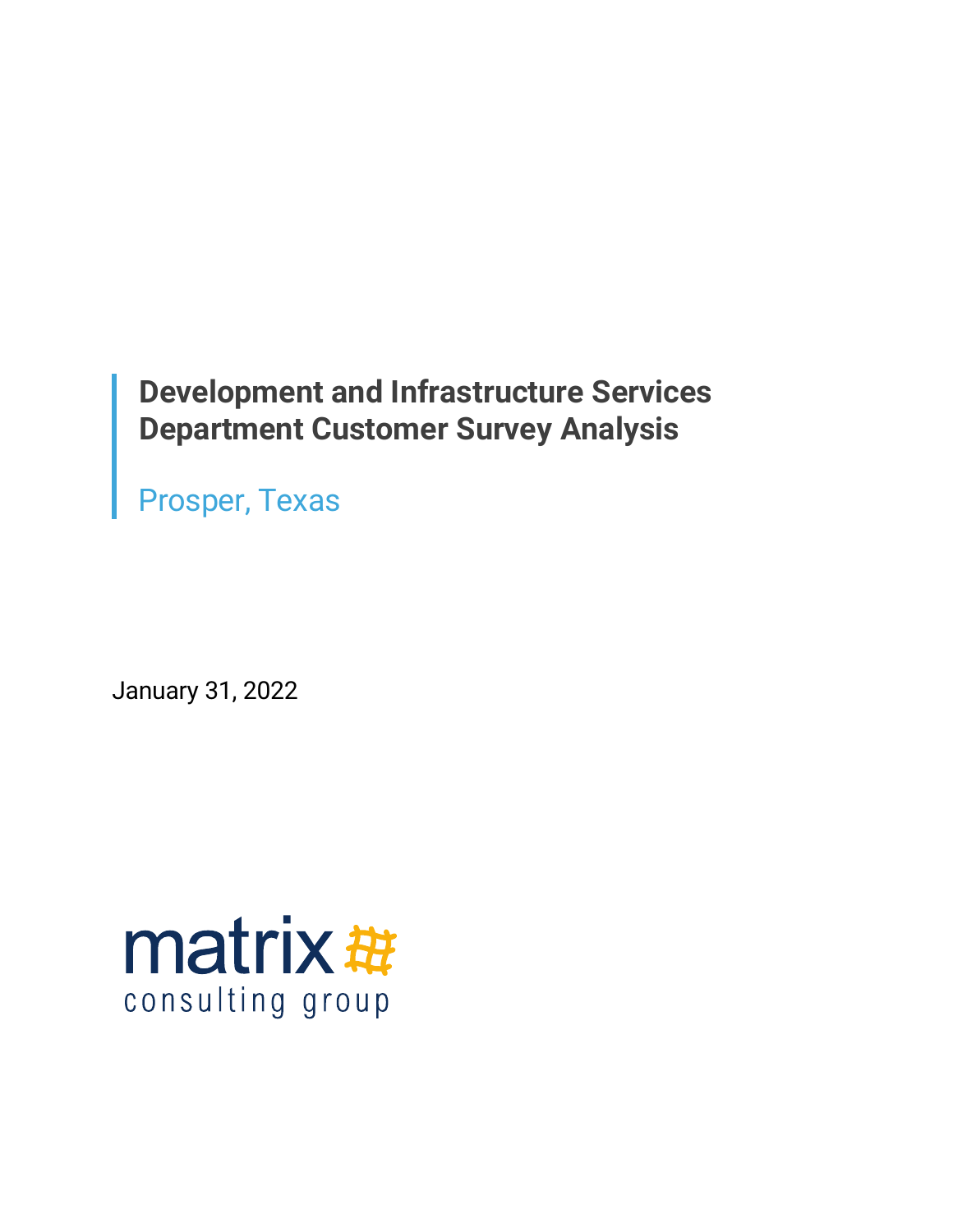# Development and Infrastructure Services Department Customer Survey Analysis

Prosper, Texas

January 31, 2022

matrix consulting group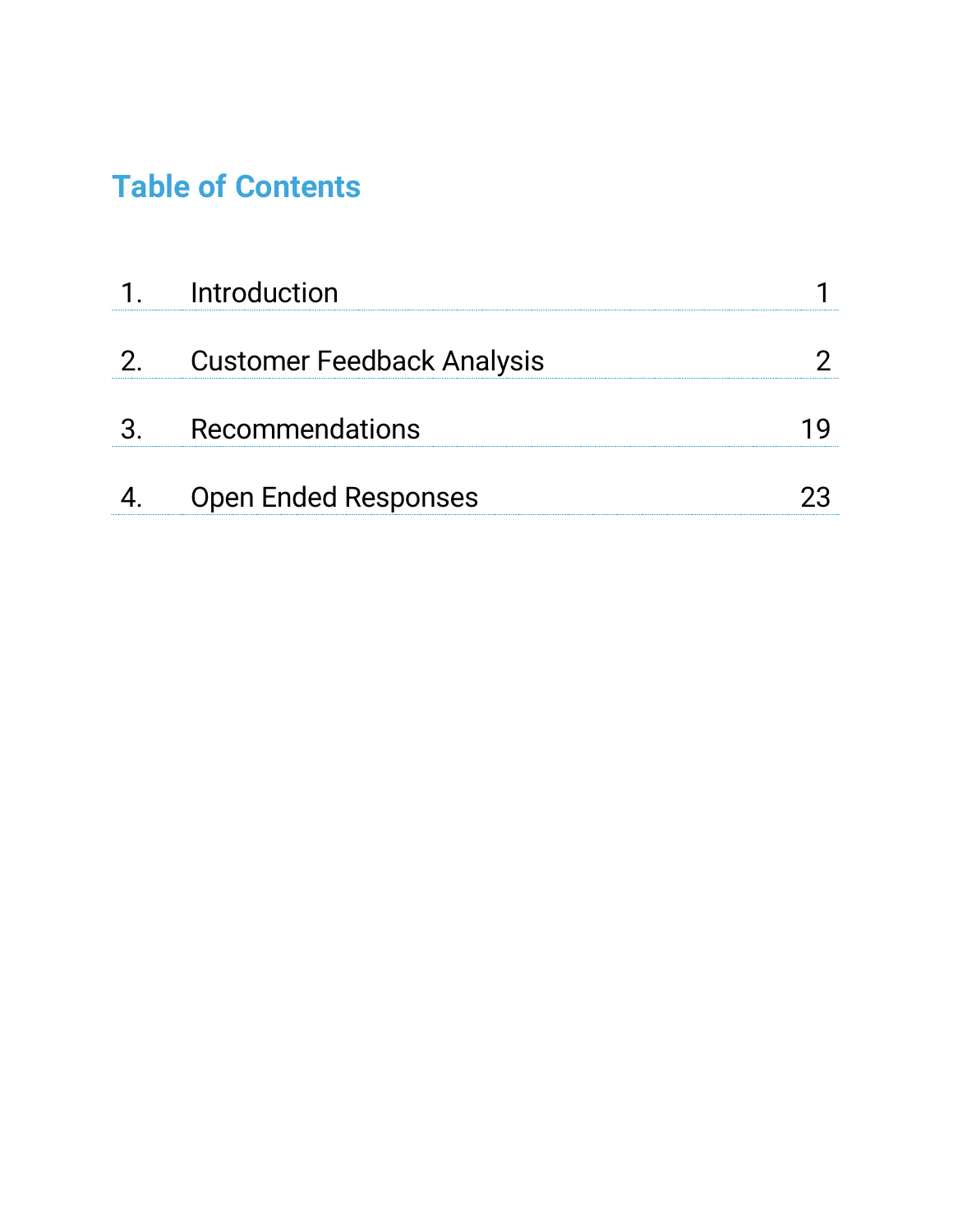## Table of Contents

| | | |
|---|---|---|
| 1. | Introduction | 1 |
| 2. | Customer Feedback Analysis | 2 |
| 3. | Recommendations | 19 |
| 4. | Open Ended Responses | 23 |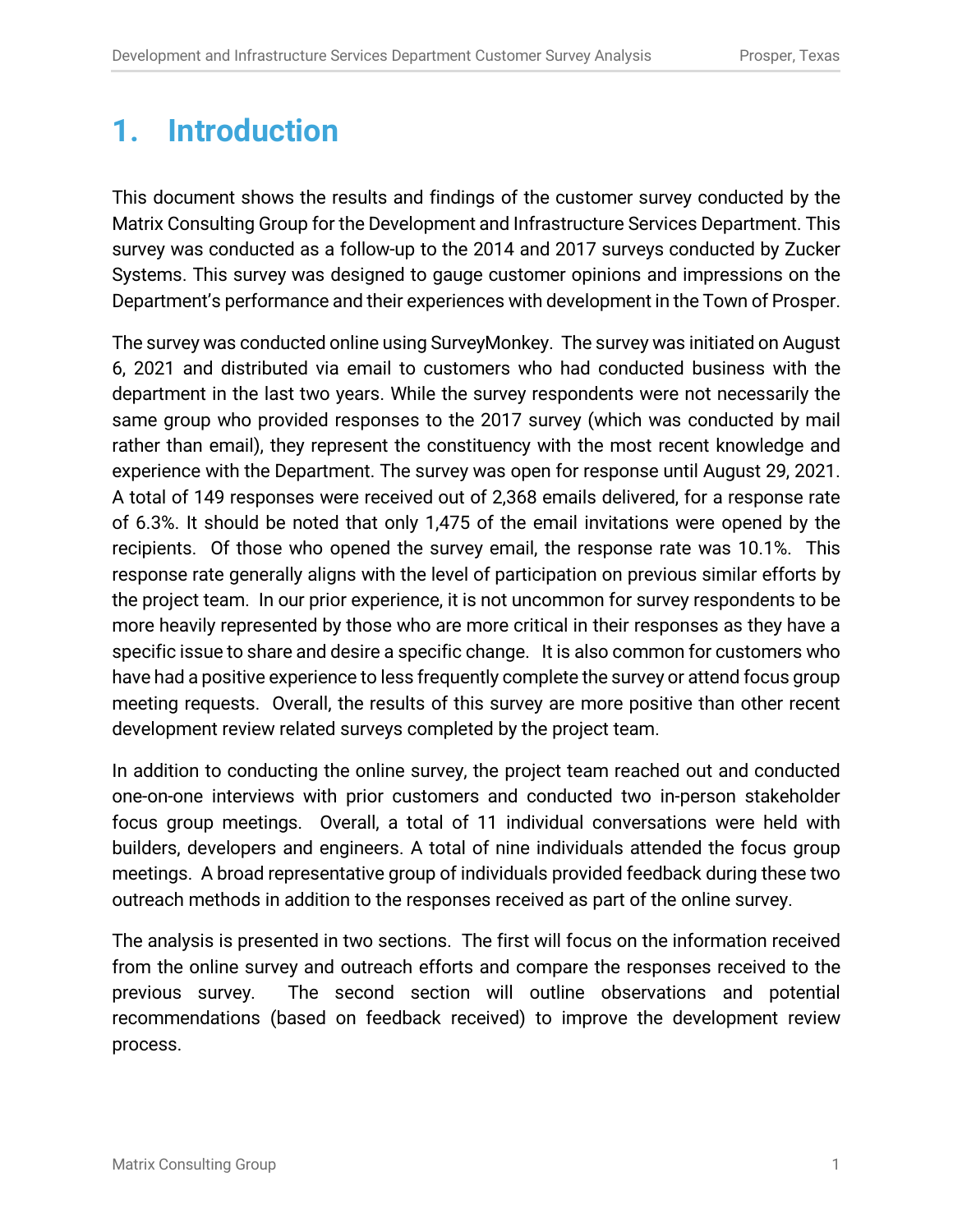# 1. Introduction

This document shows the results and findings of the customer survey conducted by the Matrix Consulting Group for the Development and Infrastructure Services Department. This survey was conducted as a follow-up to the 2014 and 2017 surveys conducted by Zucker Systems. This survey was designed to gauge customer opinions and impressions on the Department's performance and their experiences with development in the Town of Prosper.

The survey was conducted online using SurveyMonkey. The survey was initiated on August 6, 2021 and distributed via email to customers who had conducted business with the department in the last two years. While the survey respondents were not necessarily the same group who provided responses to the 2017 survey (which was conducted by mail rather than email), they represent the constituency with the most recent knowledge and experience with the Department. The survey was open for response until August 29, 2021. A total of 149 responses were received out of 2,368 emails delivered, for a response rate of 6.3%. It should be noted that only 1,475 of the email invitations were opened by the recipients. Of those who opened the survey email, the response rate was 10.1%. This response rate generally aligns with the level of participation on previous similar efforts by the project team. In our prior experience, it is not uncommon for survey respondents to be more heavily represented by those who are more critical in their responses as they have a specific issue to share and desire a specific change. It is also common for customers who have had a positive experience to less frequently complete the survey or attend focus group meeting requests. Overall, the results of this survey are more positive than other recent development review related surveys completed by the project team.

In addition to conducting the online survey, the project team reached out and conducted one-on-one interviews with prior customers and conducted two in-person stakeholder focus group meetings. Overall, a total of 11 individual conversations were held with builders, developers and engineers. A total of nine individuals attended the focus group meetings. A broad representative group of individuals provided feedback during these two outreach methods in addition to the responses received as part of the online survey.

The analysis is presented in two sections. The first will focus on the information received from the online survey and outreach efforts and compare the responses received to the previous survey. The second section will outline observations and potential recommendations (based on feedback received) to improve the development review process.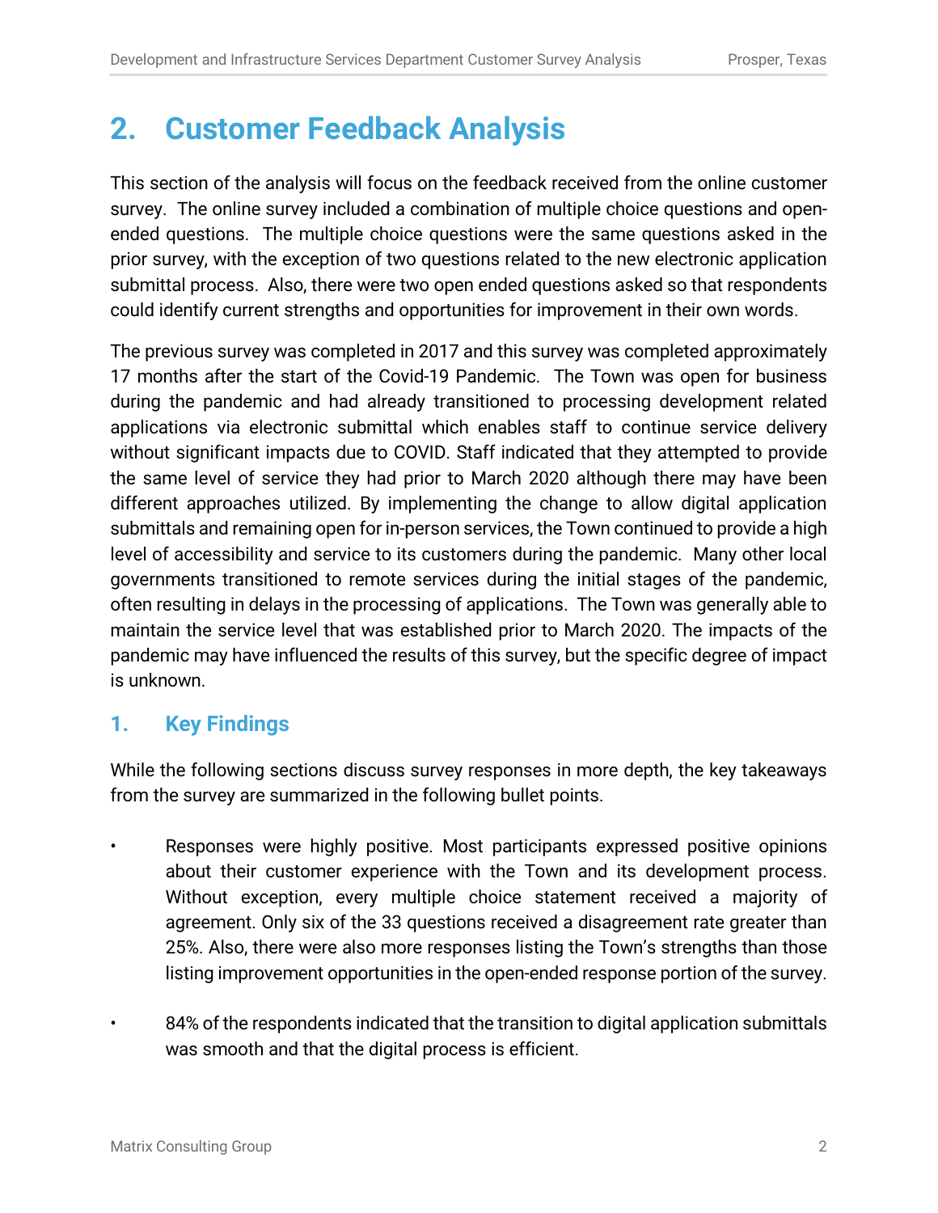# 2. Customer Feedback Analysis

This section of the analysis will focus on the feedback received from the online customer survey. The online survey included a combination of multiple choice questions and open-ended questions. The multiple choice questions were the same questions asked in the prior survey, with the exception of two questions related to the new electronic application submittal process. Also, there were two open ended questions asked so that respondents could identify current strengths and opportunities for improvement in their own words.

The previous survey was completed in 2017 and this survey was completed approximately 17 months after the start of the Covid-19 Pandemic. The Town was open for business during the pandemic and had already transitioned to processing development related applications via electronic submittal which enables staff to continue service delivery without significant impacts due to COVID. Staff indicated that they attempted to provide the same level of service they had prior to March 2020 although there may have been different approaches utilized. By implementing the change to allow digital application submittals and remaining open for in-person services, the Town continued to provide a high level of accessibility and service to its customers during the pandemic. Many other local governments transitioned to remote services during the initial stages of the pandemic, often resulting in delays in the processing of applications. The Town was generally able to maintain the service level that was established prior to March 2020. The impacts of the pandemic may have influenced the results of this survey, but the specific degree of impact is unknown.

## 1. Key Findings

While the following sections discuss survey responses in more depth, the key takeaways from the survey are summarized in the following bullet points.

- Responses were highly positive. Most participants expressed positive opinions about their customer experience with the Town and its development process. Without exception, every multiple choice statement received a majority of agreement. Only six of the 33 questions received a disagreement rate greater than 25%. Also, there were also more responses listing the Town's strengths than those listing improvement opportunities in the open-ended response portion of the survey.

- 84% of the respondents indicated that the transition to digital application submittals was smooth and that the digital process is efficient.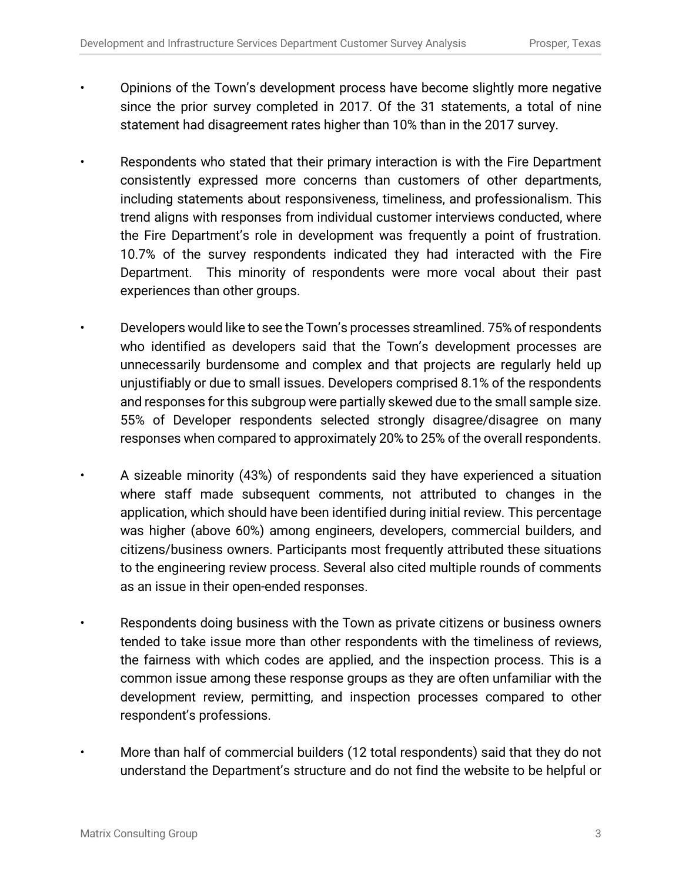- Opinions of the Town's development process have become slightly more negative since the prior survey completed in 2017. Of the 31 statements, a total of nine statement had disagreement rates higher than 10% than in the 2017 survey.

- Respondents who stated that their primary interaction is with the Fire Department consistently expressed more concerns than customers of other departments, including statements about responsiveness, timeliness, and professionalism. This trend aligns with responses from individual customer interviews conducted, where the Fire Department's role in development was frequently a point of frustration. 10.7% of the survey respondents indicated they had interacted with the Fire Department. This minority of respondents were more vocal about their past experiences than other groups.

- Developers would like to see the Town's processes streamlined. 75% of respondents who identified as developers said that the Town's development processes are unnecessarily burdensome and complex and that projects are regularly held up unjustifiably or due to small issues. Developers comprised 8.1% of the respondents and responses for this subgroup were partially skewed due to the small sample size. 55% of Developer respondents selected strongly disagree/disagree on many responses when compared to approximately 20% to 25% of the overall respondents.

- A sizeable minority (43%) of respondents said they have experienced a situation where staff made subsequent comments, not attributed to changes in the application, which should have been identified during initial review. This percentage was higher (above 60%) among engineers, developers, commercial builders, and citizens/business owners. Participants most frequently attributed these situations to the engineering review process. Several also cited multiple rounds of comments as an issue in their open-ended responses.

- Respondents doing business with the Town as private citizens or business owners tended to take issue more than other respondents with the timeliness of reviews, the fairness with which codes are applied, and the inspection process. This is a common issue among these response groups as they are often unfamiliar with the development review, permitting, and inspection processes compared to other respondent's professions.

- More than half of commercial builders (12 total respondents) said that they do not understand the Department's structure and do not find the website to be helpful or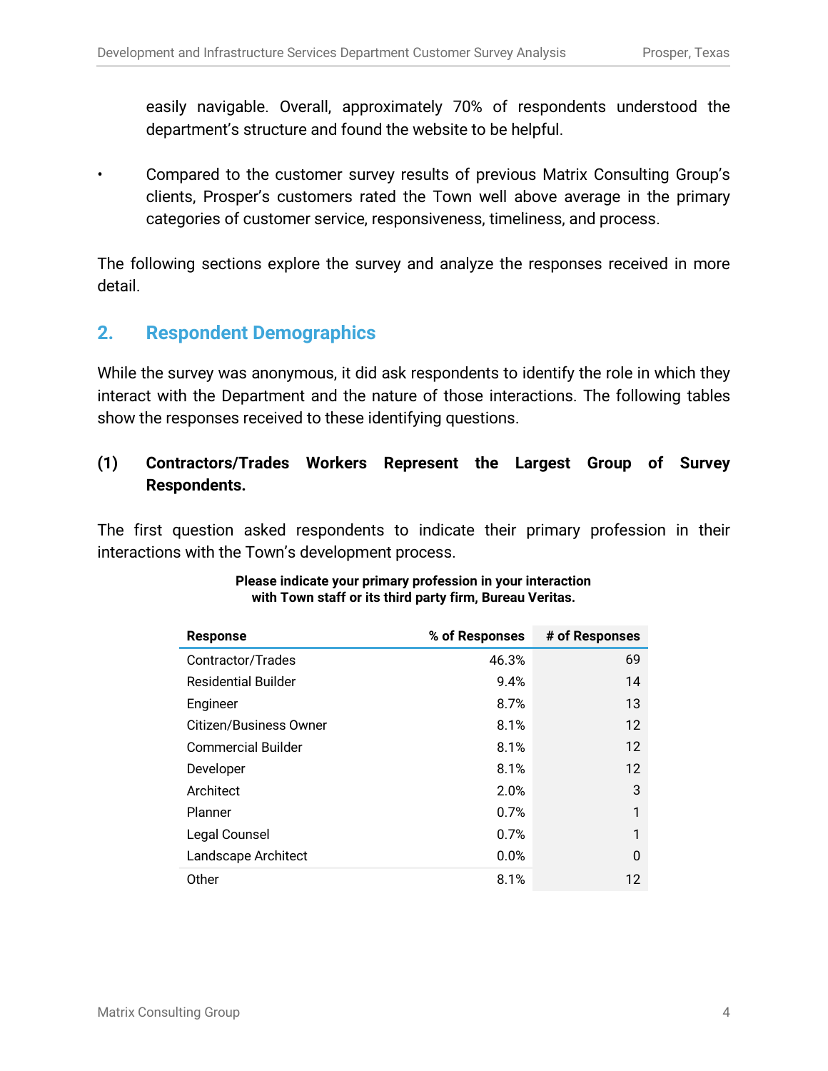easily navigable. Overall, approximately 70% of respondents understood the department's structure and found the website to be helpful.

- Compared to the customer survey results of previous Matrix Consulting Group's clients, Prosper's customers rated the Town well above average in the primary categories of customer service, responsiveness, timeliness, and process.

The following sections explore the survey and analyze the responses received in more detail.

## 2. Respondent Demographics

While the survey was anonymous, it did ask respondents to identify the role in which they interact with the Department and the nature of those interactions. The following tables show the responses received to these identifying questions.

### (1) Contractors/Trades Workers Represent the Largest Group of Survey Respondents.

The first question asked respondents to indicate their primary profession in their interactions with the Town's development process.

**Please indicate your primary profession in your interaction with Town staff or its third party firm, Bureau Veritas.**

| Response | % of Responses | # of Responses |
|---|---|---|
| Contractor/Trades | 46.3% | 69 |
| Residential Builder | 9.4% | 14 |
| Engineer | 8.7% | 13 |
| Citizen/Business Owner | 8.1% | 12 |
| Commercial Builder | 8.1% | 12 |
| Developer | 8.1% | 12 |
| Architect | 2.0% | 3 |
| Planner | 0.7% | 1 |
| Legal Counsel | 0.7% | 1 |
| Landscape Architect | 0.0% | 0 |
| Other | 8.1% | 12 |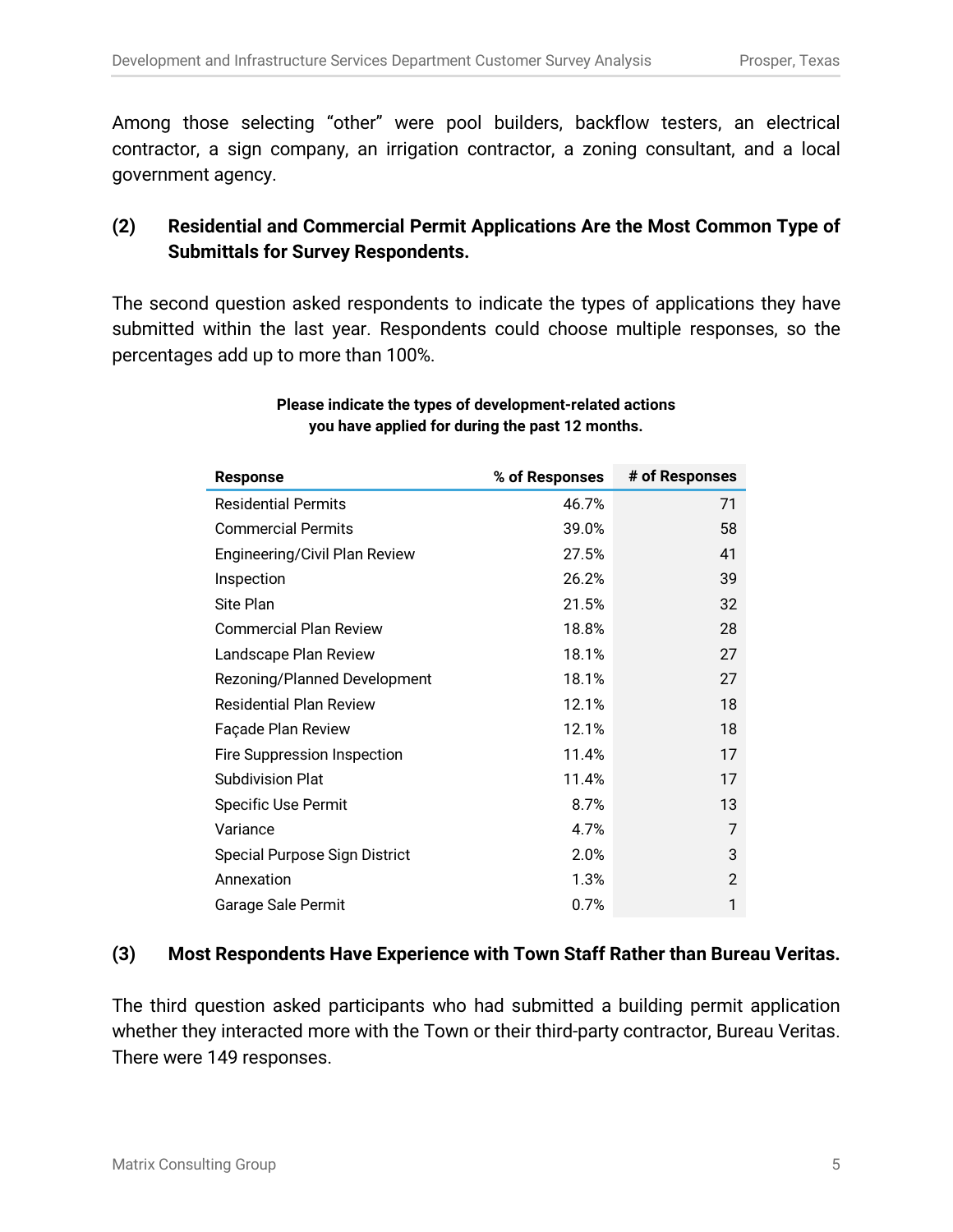Among those selecting "other" were pool builders, backflow testers, an electrical contractor, a sign company, an irrigation contractor, a zoning consultant, and a local government agency.

### (2) Residential and Commercial Permit Applications Are the Most Common Type of Submittals for Survey Respondents.

The second question asked respondents to indicate the types of applications they have submitted within the last year. Respondents could choose multiple responses, so the percentages add up to more than 100%.

**Please indicate the types of development-related actions you have applied for during the past 12 months.**

| Response | % of Responses | # of Responses |
|---|---|---|
| Residential Permits | 46.7% | 71 |
| Commercial Permits | 39.0% | 58 |
| Engineering/Civil Plan Review | 27.5% | 41 |
| Inspection | 26.2% | 39 |
| Site Plan | 21.5% | 32 |
| Commercial Plan Review | 18.8% | 28 |
| Landscape Plan Review | 18.1% | 27 |
| Rezoning/Planned Development | 18.1% | 27 |
| Residential Plan Review | 12.1% | 18 |
| Façade Plan Review | 12.1% | 18 |
| Fire Suppression Inspection | 11.4% | 17 |
| Subdivision Plat | 11.4% | 17 |
| Specific Use Permit | 8.7% | 13 |
| Variance | 4.7% | 7 |
| Special Purpose Sign District | 2.0% | 3 |
| Annexation | 1.3% | 2 |
| Garage Sale Permit | 0.7% | 1 |

### (3) Most Respondents Have Experience with Town Staff Rather than Bureau Veritas.

The third question asked participants who had submitted a building permit application whether they interacted more with the Town or their third-party contractor, Bureau Veritas. There were 149 responses.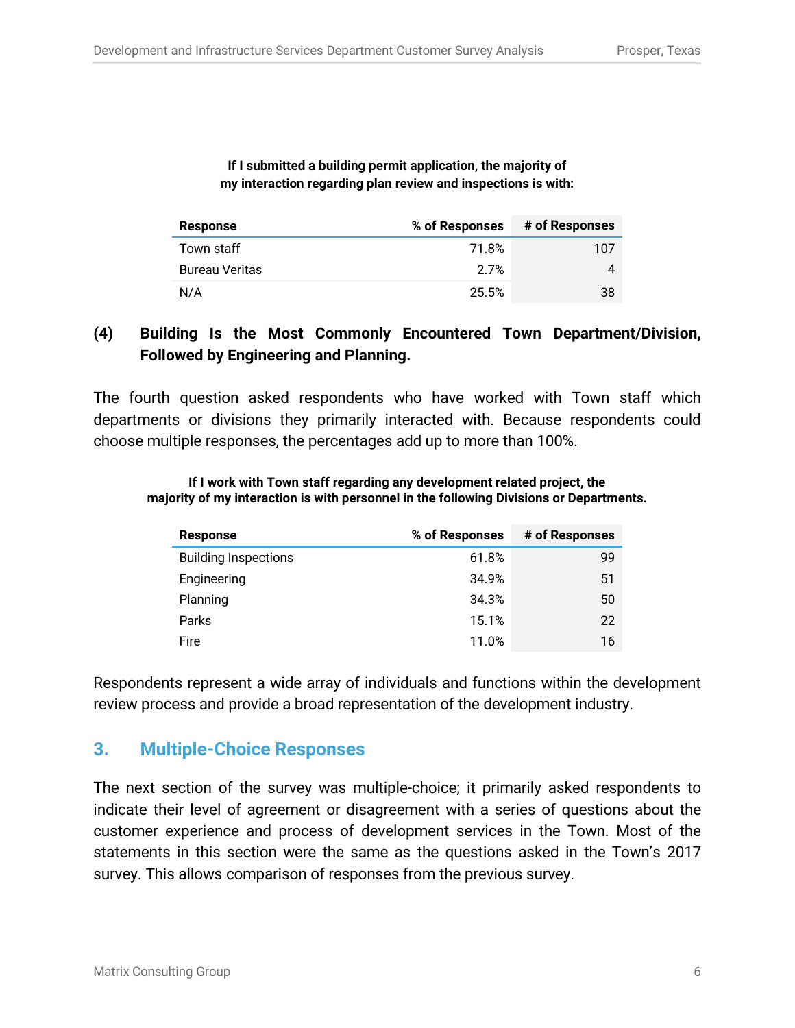**If I submitted a building permit application, the majority of my interaction regarding plan review and inspections is with:**

| Response | % of Responses | # of Responses |
|---|---|---|
| Town staff | 71.8% | 107 |
| Bureau Veritas | 2.7% | 4 |
| N/A | 25.5% | 38 |

### (4) Building Is the Most Commonly Encountered Town Department/Division, Followed by Engineering and Planning.

The fourth question asked respondents who have worked with Town staff which departments or divisions they primarily interacted with. Because respondents could choose multiple responses, the percentages add up to more than 100%.

**If I work with Town staff regarding any development related project, the majority of my interaction is with personnel in the following Divisions or Departments.**

| Response | % of Responses | # of Responses |
|---|---|---|
| Building Inspections | 61.8% | 99 |
| Engineering | 34.9% | 51 |
| Planning | 34.3% | 50 |
| Parks | 15.1% | 22 |
| Fire | 11.0% | 16 |

Respondents represent a wide array of individuals and functions within the development review process and provide a broad representation of the development industry.

## 3. Multiple-Choice Responses

The next section of the survey was multiple-choice; it primarily asked respondents to indicate their level of agreement or disagreement with a series of questions about the customer experience and process of development services in the Town. Most of the statements in this section were the same as the questions asked in the Town's 2017 survey. This allows comparison of responses from the previous survey.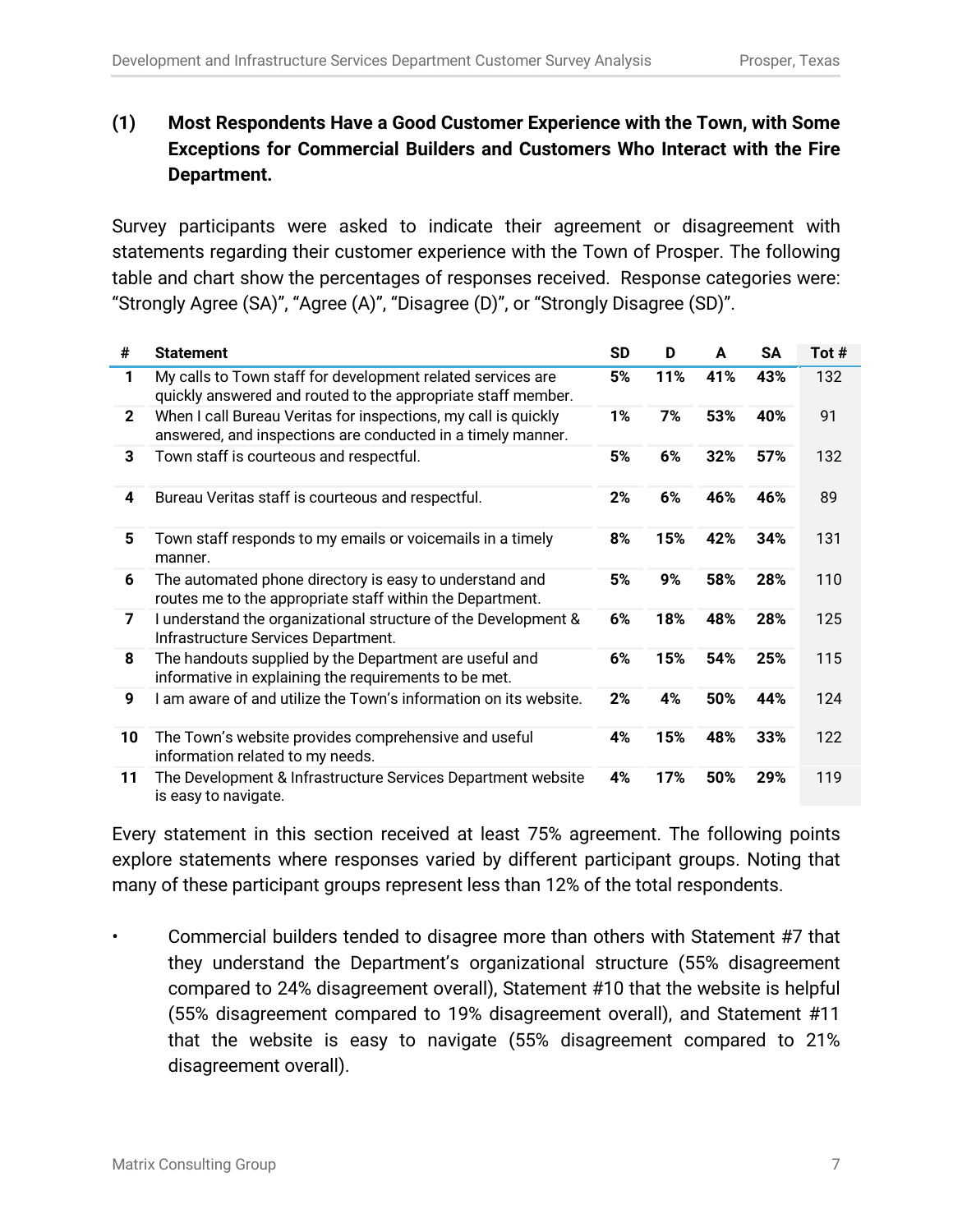### (1) Most Respondents Have a Good Customer Experience with the Town, with Some Exceptions for Commercial Builders and Customers Who Interact with the Fire Department.

Survey participants were asked to indicate their agreement or disagreement with statements regarding their customer experience with the Town of Prosper. The following table and chart show the percentages of responses received. Response categories were: "Strongly Agree (SA)", "Agree (A)", "Disagree (D)", or "Strongly Disagree (SD)".

| # | Statement | SD | D | A | SA | Tot # |
|---|---|---|---|---|---|---|
| 1 | My calls to Town staff for development related services are quickly answered and routed to the appropriate staff member. | 5% | 11% | 41% | 43% | 132 |
| 2 | When I call Bureau Veritas for inspections, my call is quickly answered, and inspections are conducted in a timely manner. | 1% | 7% | 53% | 40% | 91 |
| 3 | Town staff is courteous and respectful. | 5% | 6% | 32% | 57% | 132 |
| 4 | Bureau Veritas staff is courteous and respectful. | 2% | 6% | 46% | 46% | 89 |
| 5 | Town staff responds to my emails or voicemails in a timely manner. | 8% | 15% | 42% | 34% | 131 |
| 6 | The automated phone directory is easy to understand and routes me to the appropriate staff within the Department. | 5% | 9% | 58% | 28% | 110 |
| 7 | I understand the organizational structure of the Development & Infrastructure Services Department. | 6% | 18% | 48% | 28% | 125 |
| 8 | The handouts supplied by the Department are useful and informative in explaining the requirements to be met. | 6% | 15% | 54% | 25% | 115 |
| 9 | I am aware of and utilize the Town's information on its website. | 2% | 4% | 50% | 44% | 124 |
| 10 | The Town's website provides comprehensive and useful information related to my needs. | 4% | 15% | 48% | 33% | 122 |
| 11 | The Development & Infrastructure Services Department website is easy to navigate. | 4% | 17% | 50% | 29% | 119 |

Every statement in this section received at least 75% agreement. The following points explore statements where responses varied by different participant groups. Noting that many of these participant groups represent less than 12% of the total respondents.

- Commercial builders tended to disagree more than others with Statement #7 that they understand the Department's organizational structure (55% disagreement compared to 24% disagreement overall), Statement #10 that the website is helpful (55% disagreement compared to 19% disagreement overall), and Statement #11 that the website is easy to navigate (55% disagreement compared to 21% disagreement overall).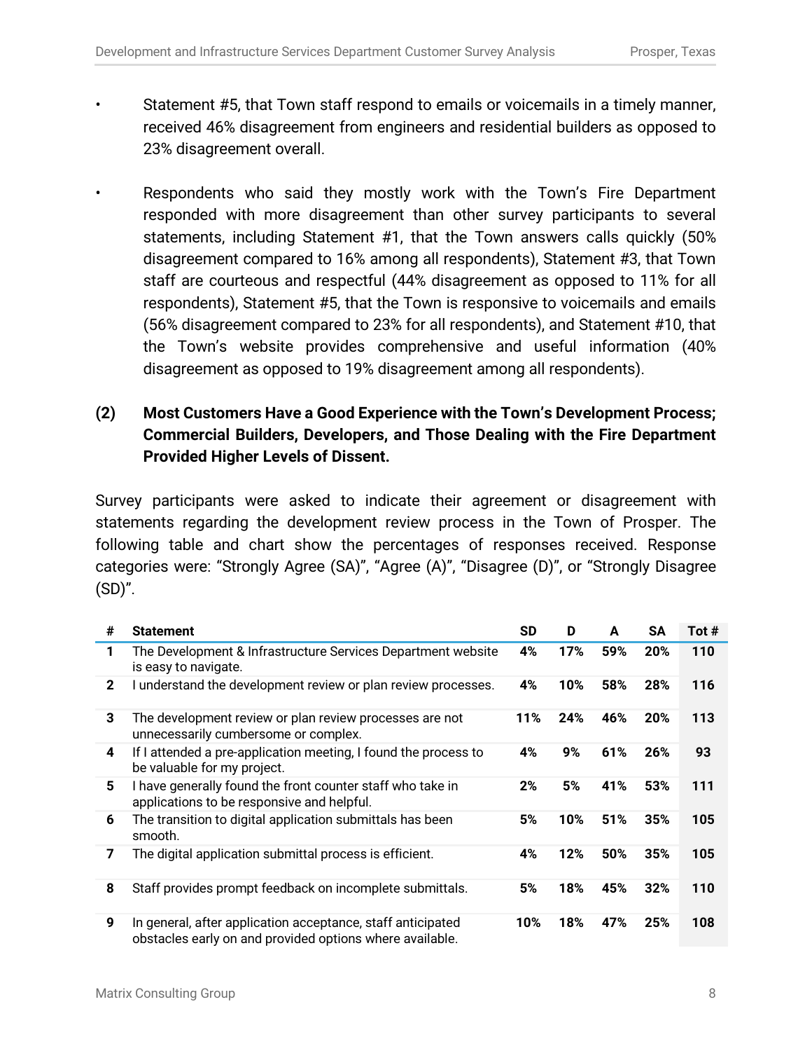- Statement #5, that Town staff respond to emails or voicemails in a timely manner, received 46% disagreement from engineers and residential builders as opposed to 23% disagreement overall.

- Respondents who said they mostly work with the Town's Fire Department responded with more disagreement than other survey participants to several statements, including Statement #1, that the Town answers calls quickly (50% disagreement compared to 16% among all respondents), Statement #3, that Town staff are courteous and respectful (44% disagreement as opposed to 11% for all respondents), Statement #5, that the Town is responsive to voicemails and emails (56% disagreement compared to 23% for all respondents), and Statement #10, that the Town's website provides comprehensive and useful information (40% disagreement as opposed to 19% disagreement among all respondents).

### (2) Most Customers Have a Good Experience with the Town's Development Process; Commercial Builders, Developers, and Those Dealing with the Fire Department Provided Higher Levels of Dissent.

Survey participants were asked to indicate their agreement or disagreement with statements regarding the development review process in the Town of Prosper. The following table and chart show the percentages of responses received. Response categories were: "Strongly Agree (SA)", "Agree (A)", "Disagree (D)", or "Strongly Disagree (SD)".

| # | Statement | SD | D | A | SA | Tot # |
|---|---|---|---|---|---|---|
| 1 | The Development & Infrastructure Services Department website is easy to navigate. | 4% | 17% | 59% | 20% | 110 |
| 2 | I understand the development review or plan review processes. | 4% | 10% | 58% | 28% | 116 |
| 3 | The development review or plan review processes are not unnecessarily cumbersome or complex. | 11% | 24% | 46% | 20% | 113 |
| 4 | If I attended a pre-application meeting, I found the process to be valuable for my project. | 4% | 9% | 61% | 26% | 93 |
| 5 | I have generally found the front counter staff who take in applications to be responsive and helpful. | 2% | 5% | 41% | 53% | 111 |
| 6 | The transition to digital application submittals has been smooth. | 5% | 10% | 51% | 35% | 105 |
| 7 | The digital application submittal process is efficient. | 4% | 12% | 50% | 35% | 105 |
| 8 | Staff provides prompt feedback on incomplete submittals. | 5% | 18% | 45% | 32% | 110 |
| 9 | In general, after application acceptance, staff anticipated obstacles early on and provided options where available. | 10% | 18% | 47% | 25% | 108 |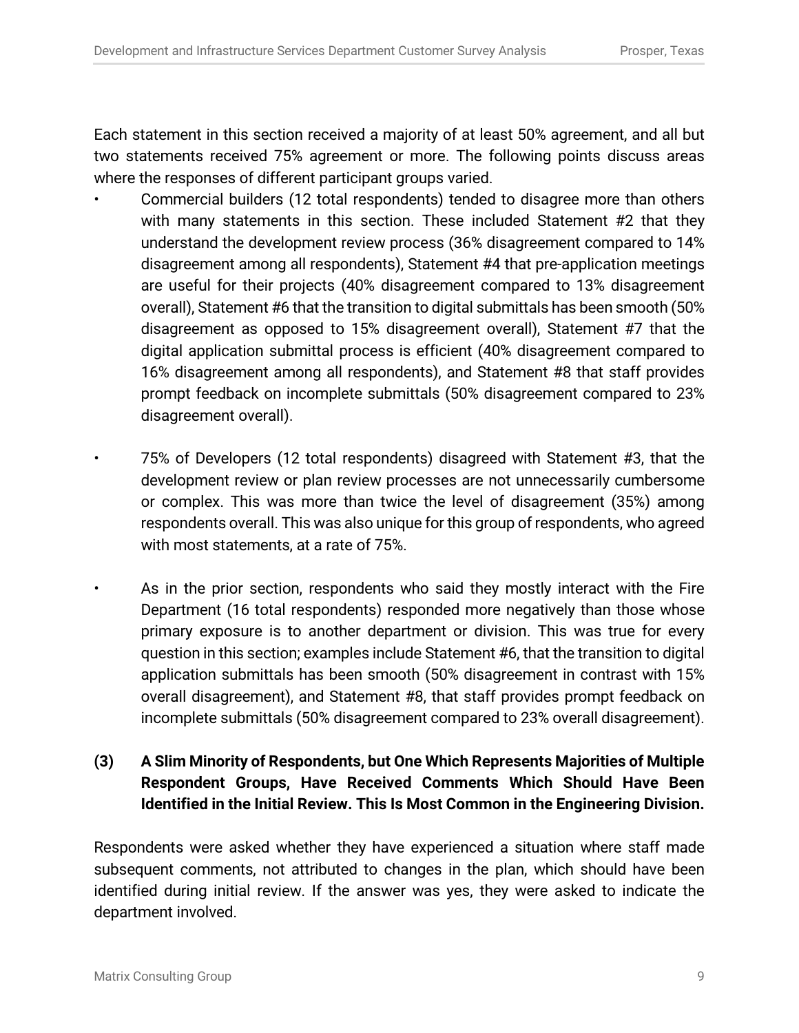Each statement in this section received a majority of at least 50% agreement, and all but two statements received 75% agreement or more. The following points discuss areas where the responses of different participant groups varied.

- Commercial builders (12 total respondents) tended to disagree more than others with many statements in this section. These included Statement #2 that they understand the development review process (36% disagreement compared to 14% disagreement among all respondents), Statement #4 that pre-application meetings are useful for their projects (40% disagreement compared to 13% disagreement overall), Statement #6 that the transition to digital submittals has been smooth (50% disagreement as opposed to 15% disagreement overall), Statement #7 that the digital application submittal process is efficient (40% disagreement compared to 16% disagreement among all respondents), and Statement #8 that staff provides prompt feedback on incomplete submittals (50% disagreement compared to 23% disagreement overall).

- 75% of Developers (12 total respondents) disagreed with Statement #3, that the development review or plan review processes are not unnecessarily cumbersome or complex. This was more than twice the level of disagreement (35%) among respondents overall. This was also unique for this group of respondents, who agreed with most statements, at a rate of 75%.

- As in the prior section, respondents who said they mostly interact with the Fire Department (16 total respondents) responded more negatively than those whose primary exposure is to another department or division. This was true for every question in this section; examples include Statement #6, that the transition to digital application submittals has been smooth (50% disagreement in contrast with 15% overall disagreement), and Statement #8, that staff provides prompt feedback on incomplete submittals (50% disagreement compared to 23% overall disagreement).

### (3) A Slim Minority of Respondents, but One Which Represents Majorities of Multiple Respondent Groups, Have Received Comments Which Should Have Been Identified in the Initial Review. This Is Most Common in the Engineering Division.

Respondents were asked whether they have experienced a situation where staff made subsequent comments, not attributed to changes in the plan, which should have been identified during initial review. If the answer was yes, they were asked to indicate the department involved.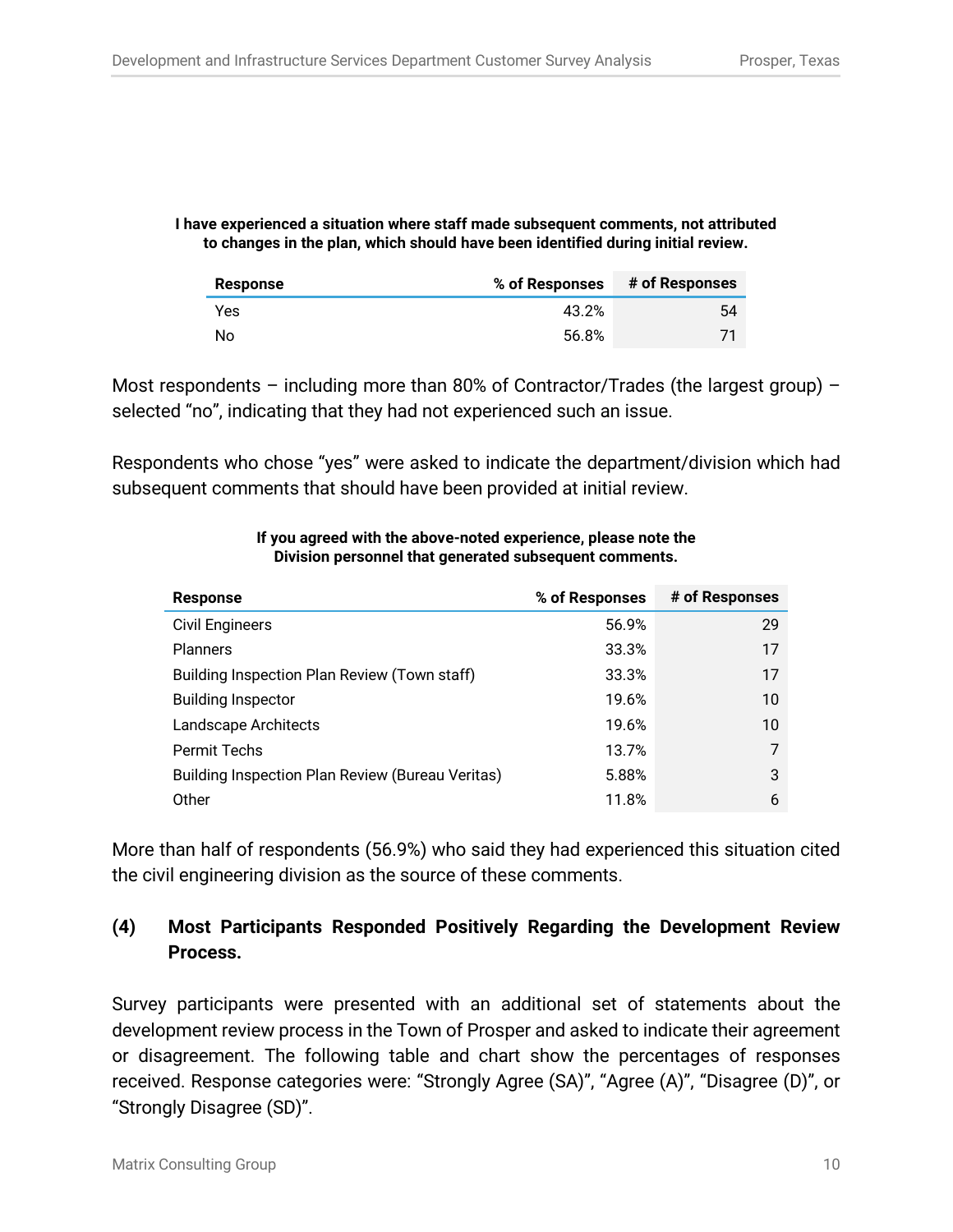**I have experienced a situation where staff made subsequent comments, not attributed to changes in the plan, which should have been identified during initial review.**

| Response | % of Responses | # of Responses |
|---|---|---|
| Yes | 43.2% | 54 |
| No | 56.8% | 71 |

Most respondents – including more than 80% of Contractor/Trades (the largest group) – selected “no”, indicating that they had not experienced such an issue.

Respondents who chose “yes” were asked to indicate the department/division which had subsequent comments that should have been provided at initial review.

**If you agreed with the above-noted experience, please note the Division personnel that generated subsequent comments.**

| Response | % of Responses | # of Responses |
|---|---|---|
| Civil Engineers | 56.9% | 29 |
| Planners | 33.3% | 17 |
| Building Inspection Plan Review (Town staff) | 33.3% | 17 |
| Building Inspector | 19.6% | 10 |
| Landscape Architects | 19.6% | 10 |
| Permit Techs | 13.7% | 7 |
| Building Inspection Plan Review (Bureau Veritas) | 5.88% | 3 |
| Other | 11.8% | 6 |

More than half of respondents (56.9%) who said they had experienced this situation cited the civil engineering division as the source of these comments.

### (4) Most Participants Responded Positively Regarding the Development Review Process.

Survey participants were presented with an additional set of statements about the development review process in the Town of Prosper and asked to indicate their agreement or disagreement. The following table and chart show the percentages of responses received. Response categories were: “Strongly Agree (SA)”, “Agree (A)”, “Disagree (D)”, or “Strongly Disagree (SD)”.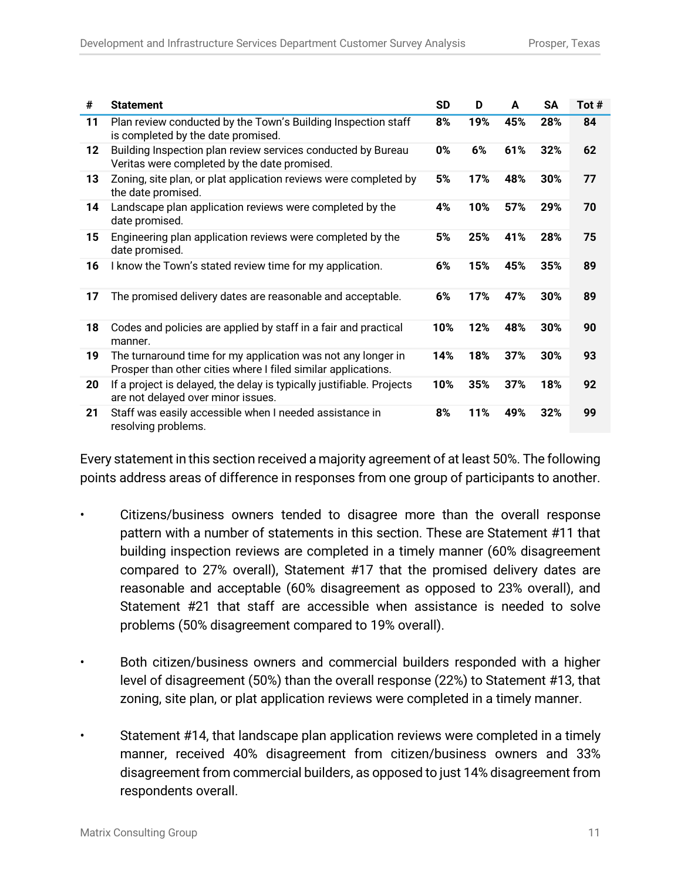| # | Statement | SD | D | A | SA | Tot # |
|---|---|---|---|---|---|---|
| **11** | Plan review conducted by the Town's Building Inspection staff is completed by the date promised. | **8%** | **19%** | **45%** | **28%** | **84** |
| **12** | Building Inspection plan review services conducted by Bureau Veritas were completed by the date promised. | **0%** | **6%** | **61%** | **32%** | **62** |
| **13** | Zoning, site plan, or plat application reviews were completed by the date promised. | **5%** | **17%** | **48%** | **30%** | **77** |
| **14** | Landscape plan application reviews were completed by the date promised. | **4%** | **10%** | **57%** | **29%** | **70** |
| **15** | Engineering plan application reviews were completed by the date promised. | **5%** | **25%** | **41%** | **28%** | **75** |
| **16** | I know the Town's stated review time for my application. | **6%** | **15%** | **45%** | **35%** | **89** |
| **17** | The promised delivery dates are reasonable and acceptable. | **6%** | **17%** | **47%** | **30%** | **89** |
| **18** | Codes and policies are applied by staff in a fair and practical manner. | **10%** | **12%** | **48%** | **30%** | **90** |
| **19** | The turnaround time for my application was not any longer in Prosper than other cities where I filed similar applications. | **14%** | **18%** | **37%** | **30%** | **93** |
| **20** | If a project is delayed, the delay is typically justifiable. Projects are not delayed over minor issues. | **10%** | **35%** | **37%** | **18%** | **92** |
| **21** | Staff was easily accessible when I needed assistance in resolving problems. | **8%** | **11%** | **49%** | **32%** | **99** |

Every statement in this section received a majority agreement of at least 50%. The following points address areas of difference in responses from one group of participants to another.

- Citizens/business owners tended to disagree more than the overall response pattern with a number of statements in this section. These are Statement #11 that building inspection reviews are completed in a timely manner (60% disagreement compared to 27% overall), Statement #17 that the promised delivery dates are reasonable and acceptable (60% disagreement as opposed to 23% overall), and Statement #21 that staff are accessible when assistance is needed to solve problems (50% disagreement compared to 19% overall).

- Both citizen/business owners and commercial builders responded with a higher level of disagreement (50%) than the overall response (22%) to Statement #13, that zoning, site plan, or plat application reviews were completed in a timely manner.

- Statement #14, that landscape plan application reviews were completed in a timely manner, received 40% disagreement from citizen/business owners and 33% disagreement from commercial builders, as opposed to just 14% disagreement from respondents overall.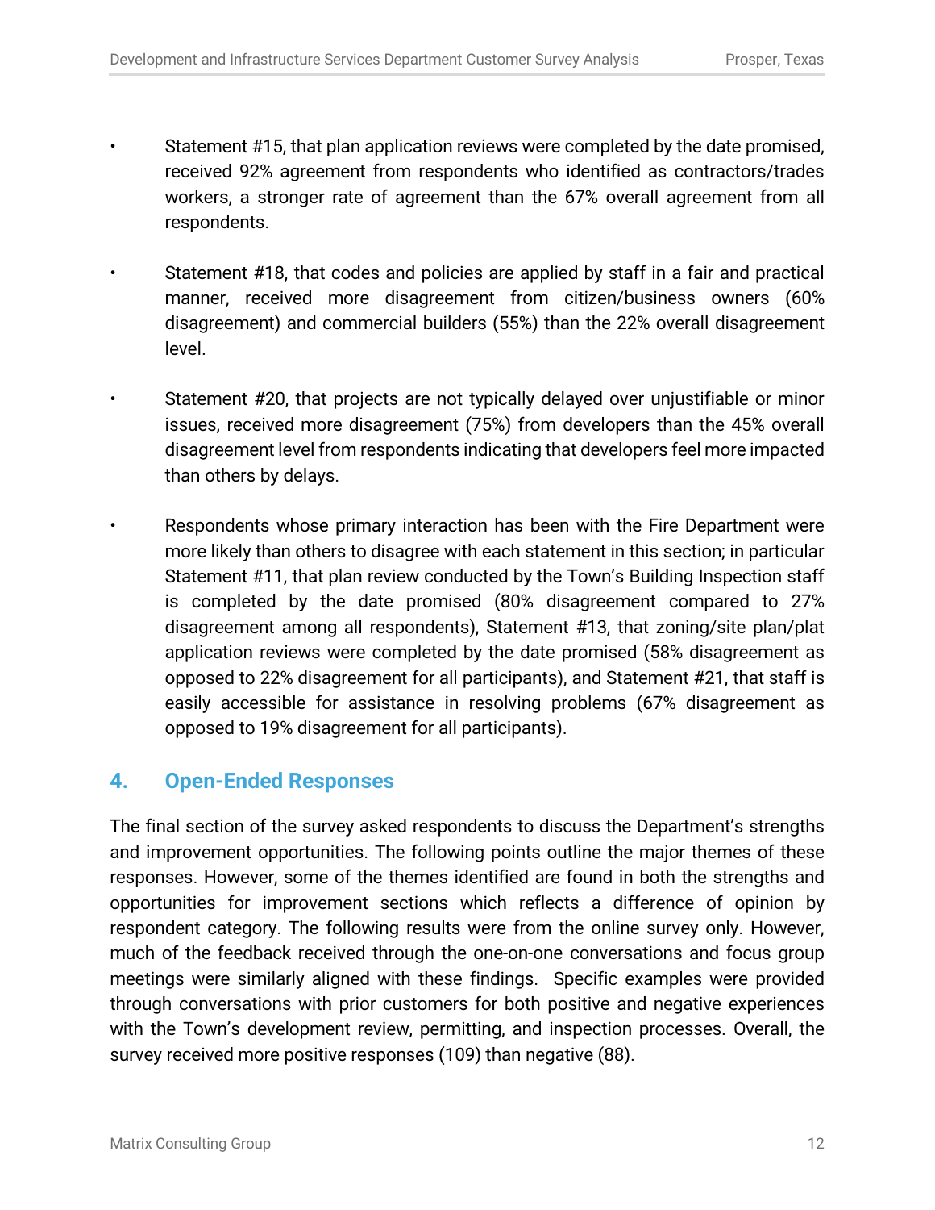- Statement #15, that plan application reviews were completed by the date promised, received 92% agreement from respondents who identified as contractors/trades workers, a stronger rate of agreement than the 67% overall agreement from all respondents.

- Statement #18, that codes and policies are applied by staff in a fair and practical manner, received more disagreement from citizen/business owners (60% disagreement) and commercial builders (55%) than the 22% overall disagreement level.

- Statement #20, that projects are not typically delayed over unjustifiable or minor issues, received more disagreement (75%) from developers than the 45% overall disagreement level from respondents indicating that developers feel more impacted than others by delays.

- Respondents whose primary interaction has been with the Fire Department were more likely than others to disagree with each statement in this section; in particular Statement #11, that plan review conducted by the Town's Building Inspection staff is completed by the date promised (80% disagreement compared to 27% disagreement among all respondents), Statement #13, that zoning/site plan/plat application reviews were completed by the date promised (58% disagreement as opposed to 22% disagreement for all participants), and Statement #21, that staff is easily accessible for assistance in resolving problems (67% disagreement as opposed to 19% disagreement for all participants).

## 4. Open-Ended Responses

The final section of the survey asked respondents to discuss the Department's strengths and improvement opportunities. The following points outline the major themes of these responses. However, some of the themes identified are found in both the strengths and opportunities for improvement sections which reflects a difference of opinion by respondent category. The following results were from the online survey only. However, much of the feedback received through the one-on-one conversations and focus group meetings were similarly aligned with these findings. Specific examples were provided through conversations with prior customers for both positive and negative experiences with the Town's development review, permitting, and inspection processes. Overall, the survey received more positive responses (109) than negative (88).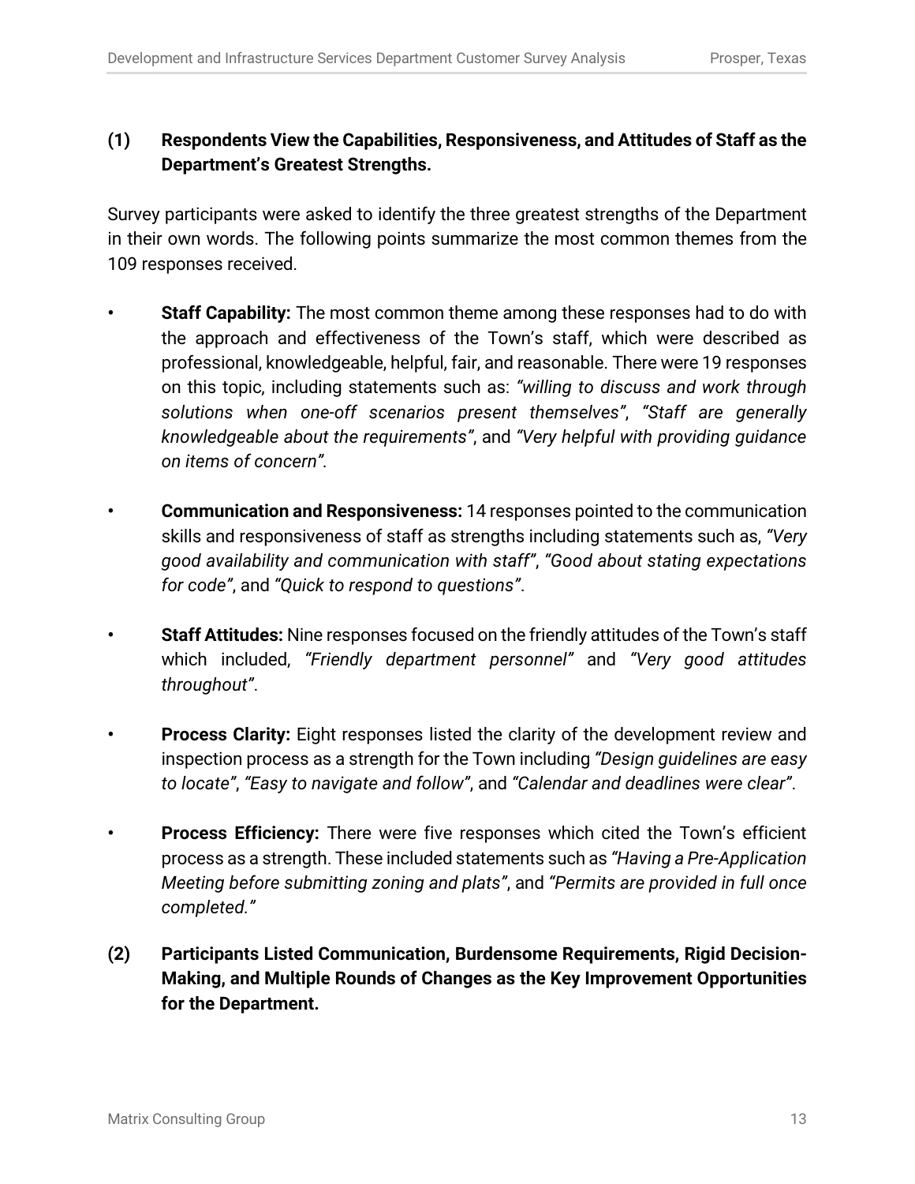### (1) Respondents View the Capabilities, Responsiveness, and Attitudes of Staff as the Department's Greatest Strengths.

Survey participants were asked to identify the three greatest strengths of the Department in their own words. The following points summarize the most common themes from the 109 responses received.

- **Staff Capability:** The most common theme among these responses had to do with the approach and effectiveness of the Town's staff, which were described as professional, knowledgeable, helpful, fair, and reasonable. There were 19 responses on this topic, including statements such as: *"willing to discuss and work through solutions when one-off scenarios present themselves"*, *"Staff are generally knowledgeable about the requirements"*, and *"Very helpful with providing guidance on items of concern"*.

- **Communication and Responsiveness:** 14 responses pointed to the communication skills and responsiveness of staff as strengths including statements such as, *"Very good availability and communication with staff"*, *"Good about stating expectations for code"*, and *"Quick to respond to questions"*.

- **Staff Attitudes:** Nine responses focused on the friendly attitudes of the Town's staff which included, *"Friendly department personnel"* and *"Very good attitudes throughout"*.

- **Process Clarity:** Eight responses listed the clarity of the development review and inspection process as a strength for the Town including *"Design guidelines are easy to locate"*, *"Easy to navigate and follow"*, and *"Calendar and deadlines were clear"*.

- **Process Efficiency:** There were five responses which cited the Town's efficient process as a strength. These included statements such as *"Having a Pre-Application Meeting before submitting zoning and plats"*, and *"Permits are provided in full once completed."*

### (2) Participants Listed Communication, Burdensome Requirements, Rigid Decision-Making, and Multiple Rounds of Changes as the Key Improvement Opportunities for the Department.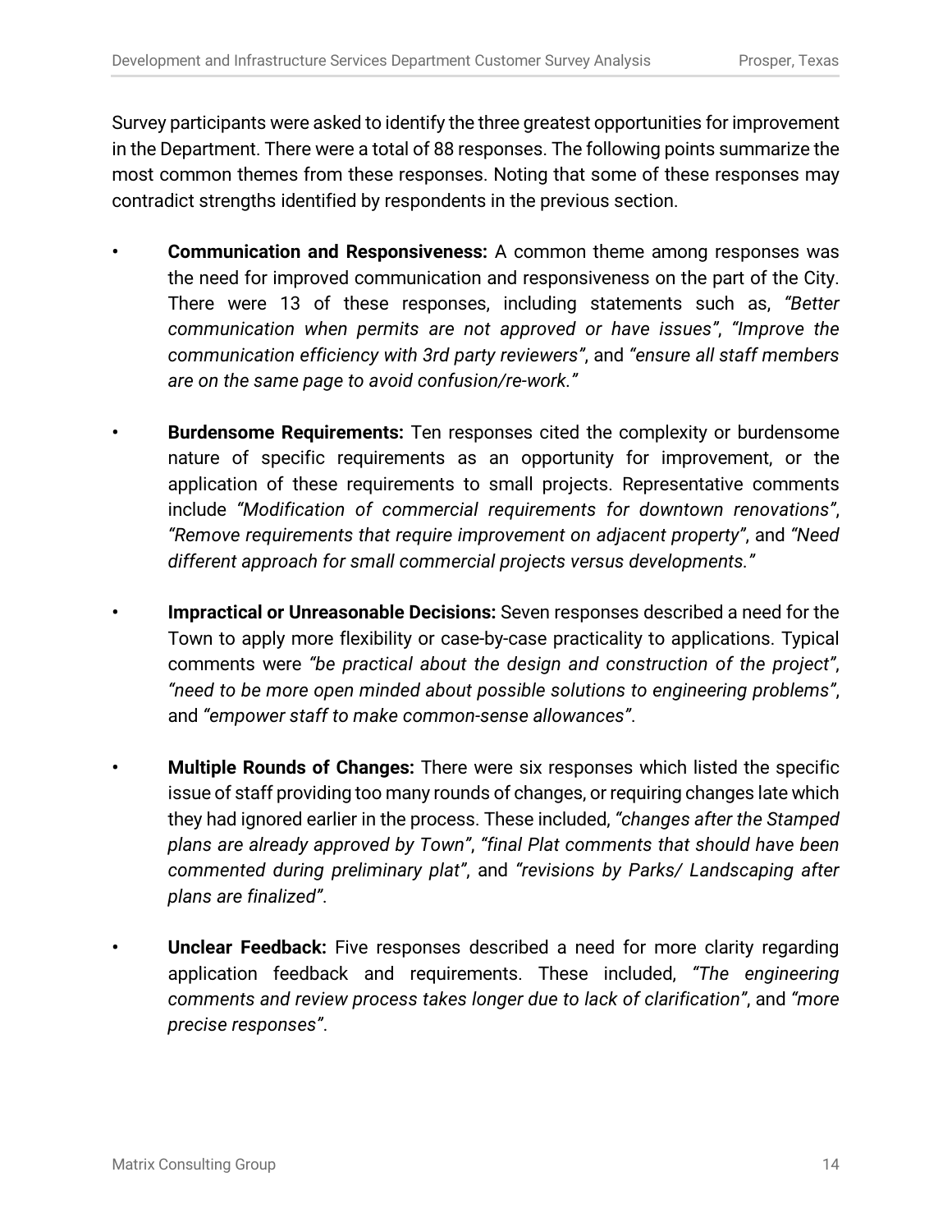Survey participants were asked to identify the three greatest opportunities for improvement in the Department. There were a total of 88 responses. The following points summarize the most common themes from these responses. Noting that some of these responses may contradict strengths identified by respondents in the previous section.

- **Communication and Responsiveness:** A common theme among responses was the need for improved communication and responsiveness on the part of the City. There were 13 of these responses, including statements such as, *"Better communication when permits are not approved or have issues"*, *"Improve the communication efficiency with 3rd party reviewers"*, and *"ensure all staff members are on the same page to avoid confusion/re-work."*

- **Burdensome Requirements:** Ten responses cited the complexity or burdensome nature of specific requirements as an opportunity for improvement, or the application of these requirements to small projects. Representative comments include *"Modification of commercial requirements for downtown renovations"*, *"Remove requirements that require improvement on adjacent property"*, and *"Need different approach for small commercial projects versus developments."*

- **Impractical or Unreasonable Decisions:** Seven responses described a need for the Town to apply more flexibility or case-by-case practicality to applications. Typical comments were *"be practical about the design and construction of the project"*, *"need to be more open minded about possible solutions to engineering problems"*, and *"empower staff to make common-sense allowances"*.

- **Multiple Rounds of Changes:** There were six responses which listed the specific issue of staff providing too many rounds of changes, or requiring changes late which they had ignored earlier in the process. These included, *"changes after the Stamped plans are already approved by Town"*, *"final Plat comments that should have been commented during preliminary plat"*, and *"revisions by Parks/ Landscaping after plans are finalized"*.

- **Unclear Feedback:** Five responses described a need for more clarity regarding application feedback and requirements. These included, *"The engineering comments and review process takes longer due to lack of clarification"*, and *"more precise responses"*.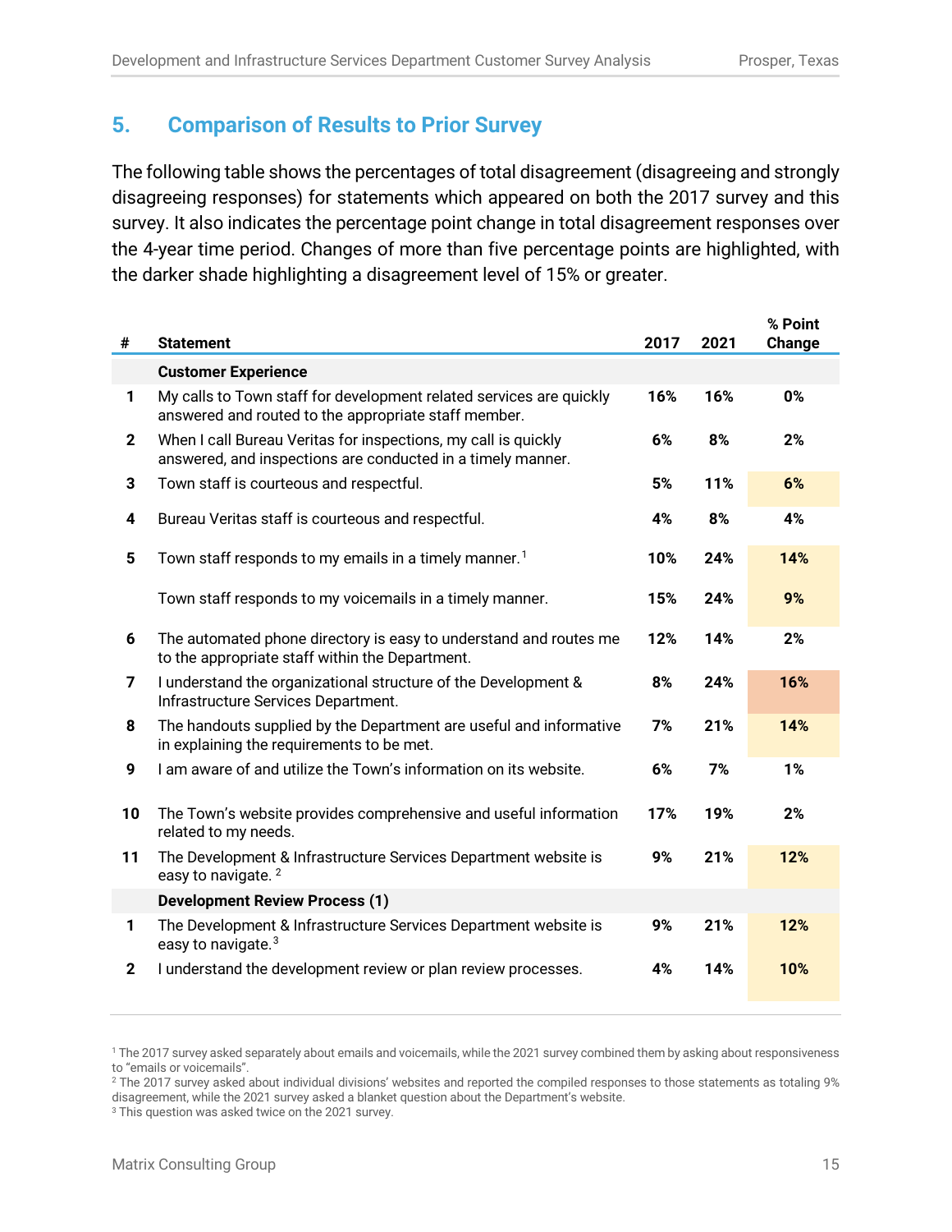## 5. Comparison of Results to Prior Survey

The following table shows the percentages of total disagreement (disagreeing and strongly disagreeing responses) for statements which appeared on both the 2017 survey and this survey. It also indicates the percentage point change in total disagreement responses over the 4-year time period. Changes of more than five percentage points are highlighted, with the darker shade highlighting a disagreement level of 15% or greater.

| # | Statement | 2017 | 2021 | % Point Change |
|---|---|---|---|---|
| | **Customer Experience** | | | |
| **1** | My calls to Town staff for development related services are quickly answered and routed to the appropriate staff member. | **16%** | **16%** | **0%** |
| **2** | When I call Bureau Veritas for inspections, my call is quickly answered, and inspections are conducted in a timely manner. | **6%** | **8%** | **2%** |
| **3** | Town staff is courteous and respectful. | **5%** | **11%** | **6%** |
| **4** | Bureau Veritas staff is courteous and respectful. | **4%** | **8%** | **4%** |
| **5** | Town staff responds to my emails in a timely manner.[1] | **10%** | **24%** | **14%** |
| | Town staff responds to my voicemails in a timely manner. | **15%** | **24%** | **9%** |
| **6** | The automated phone directory is easy to understand and routes me to the appropriate staff within the Department. | **12%** | **14%** | **2%** |
| **7** | I understand the organizational structure of the Development & Infrastructure Services Department. | **8%** | **24%** | **16%** |
| **8** | The handouts supplied by the Department are useful and informative in explaining the requirements to be met. | **7%** | **21%** | **14%** |
| **9** | I am aware of and utilize the Town's information on its website. | **6%** | **7%** | **1%** |
| **10** | The Town's website provides comprehensive and useful information related to my needs. | **17%** | **19%** | **2%** |
| **11** | The Development & Infrastructure Services Department website is easy to navigate.[2] | **9%** | **21%** | **12%** |
| | **Development Review Process (1)** | | | |
| **1** | The Development & Infrastructure Services Department website is easy to navigate.[3] | **9%** | **21%** | **12%** |
| **2** | I understand the development review or plan review processes. | **4%** | **14%** | **10%** |

[1] The 2017 survey asked separately about emails and voicemails, while the 2021 survey combined them by asking about responsiveness to "emails or voicemails".
[2] The 2017 survey asked about individual divisions' websites and reported the compiled responses to those statements as totaling 9% disagreement, while the 2021 survey asked a blanket question about the Department's website.
[3] This question was asked twice on the 2021 survey.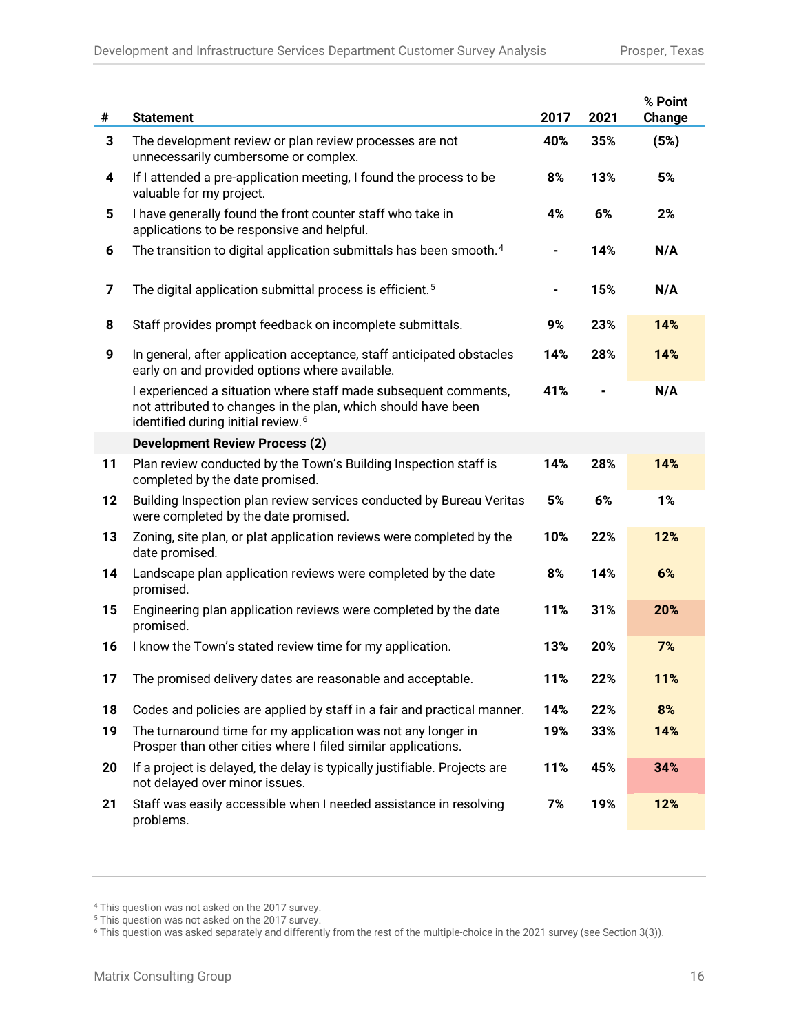| # | Statement | 2017 | 2021 | % Point Change |
|---|---|---|---|---|
| 3 | The development review or plan review processes are not unnecessarily cumbersome or complex. | 40% | 35% | (5%) |
| 4 | If I attended a pre-application meeting, I found the process to be valuable for my project. | 8% | 13% | 5% |
| 5 | I have generally found the front counter staff who take in applications to be responsive and helpful. | 4% | 6% | 2% |
| 6 | The transition to digital application submittals has been smooth.[4] | - | 14% | N/A |
| 7 | The digital application submittal process is efficient.[5] | - | 15% | N/A |
| 8 | Staff provides prompt feedback on incomplete submittals. | 9% | 23% | 14% |
| 9 | In general, after application acceptance, staff anticipated obstacles early on and provided options where available. | 14% | 28% | 14% |
| | I experienced a situation where staff made subsequent comments, not attributed to changes in the plan, which should have been identified during initial review.[6] | 41% | - | N/A |
| | **Development Review Process (2)** | | | |
| 11 | Plan review conducted by the Town's Building Inspection staff is completed by the date promised. | 14% | 28% | 14% |
| 12 | Building Inspection plan review services conducted by Bureau Veritas were completed by the date promised. | 5% | 6% | 1% |
| 13 | Zoning, site plan, or plat application reviews were completed by the date promised. | 10% | 22% | 12% |
| 14 | Landscape plan application reviews were completed by the date promised. | 8% | 14% | 6% |
| 15 | Engineering plan application reviews were completed by the date promised. | 11% | 31% | 20% |
| 16 | I know the Town's stated review time for my application. | 13% | 20% | 7% |
| 17 | The promised delivery dates are reasonable and acceptable. | 11% | 22% | 11% |
| 18 | Codes and policies are applied by staff in a fair and practical manner. | 14% | 22% | 8% |
| 19 | The turnaround time for my application was not any longer in Prosper than other cities where I filed similar applications. | 19% | 33% | 14% |
| 20 | If a project is delayed, the delay is typically justifiable. Projects are not delayed over minor issues. | 11% | 45% | 34% |
| 21 | Staff was easily accessible when I needed assistance in resolving problems. | 7% | 19% | 12% |

[4] This question was not asked on the 2017 survey.
[5] This question was not asked on the 2017 survey.
[6] This question was asked separately and differently from the rest of the multiple-choice in the 2021 survey (see Section 3(3)).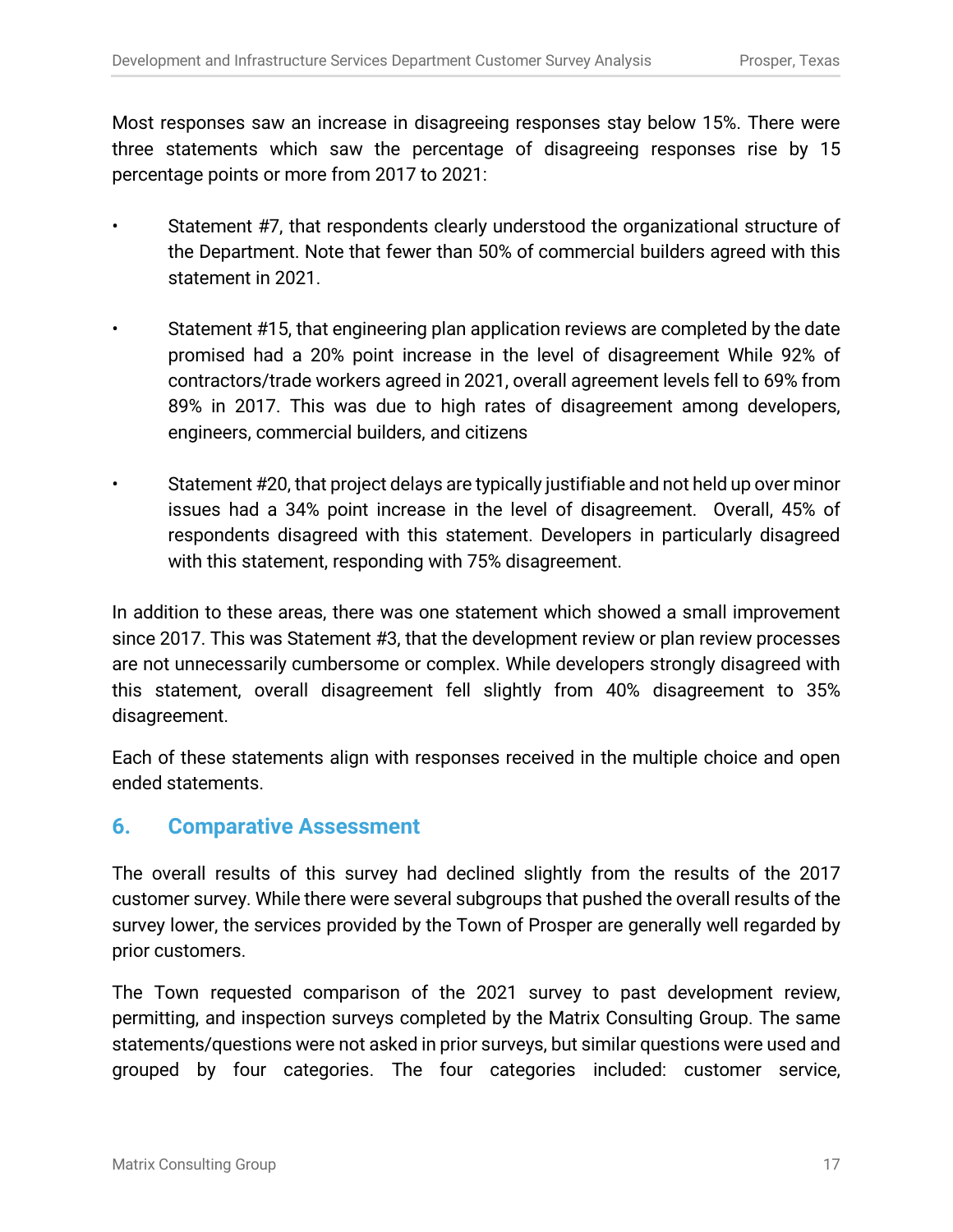Most responses saw an increase in disagreeing responses stay below 15%. There were three statements which saw the percentage of disagreeing responses rise by 15 percentage points or more from 2017 to 2021:

- Statement #7, that respondents clearly understood the organizational structure of the Department. Note that fewer than 50% of commercial builders agreed with this statement in 2021.
- Statement #15, that engineering plan application reviews are completed by the date promised had a 20% point increase in the level of disagreement While 92% of contractors/trade workers agreed in 2021, overall agreement levels fell to 69% from 89% in 2017. This was due to high rates of disagreement among developers, engineers, commercial builders, and citizens
- Statement #20, that project delays are typically justifiable and not held up over minor issues had a 34% point increase in the level of disagreement. Overall, 45% of respondents disagreed with this statement. Developers in particularly disagreed with this statement, responding with 75% disagreement.

In addition to these areas, there was one statement which showed a small improvement since 2017. This was Statement #3, that the development review or plan review processes are not unnecessarily cumbersome or complex. While developers strongly disagreed with this statement, overall disagreement fell slightly from 40% disagreement to 35% disagreement.

Each of these statements align with responses received in the multiple choice and open ended statements.

## 6. Comparative Assessment

The overall results of this survey had declined slightly from the results of the 2017 customer survey. While there were several subgroups that pushed the overall results of the survey lower, the services provided by the Town of Prosper are generally well regarded by prior customers.

The Town requested comparison of the 2021 survey to past development review, permitting, and inspection surveys completed by the Matrix Consulting Group. The same statements/questions were not asked in prior surveys, but similar questions were used and grouped by four categories. The four categories included: customer service,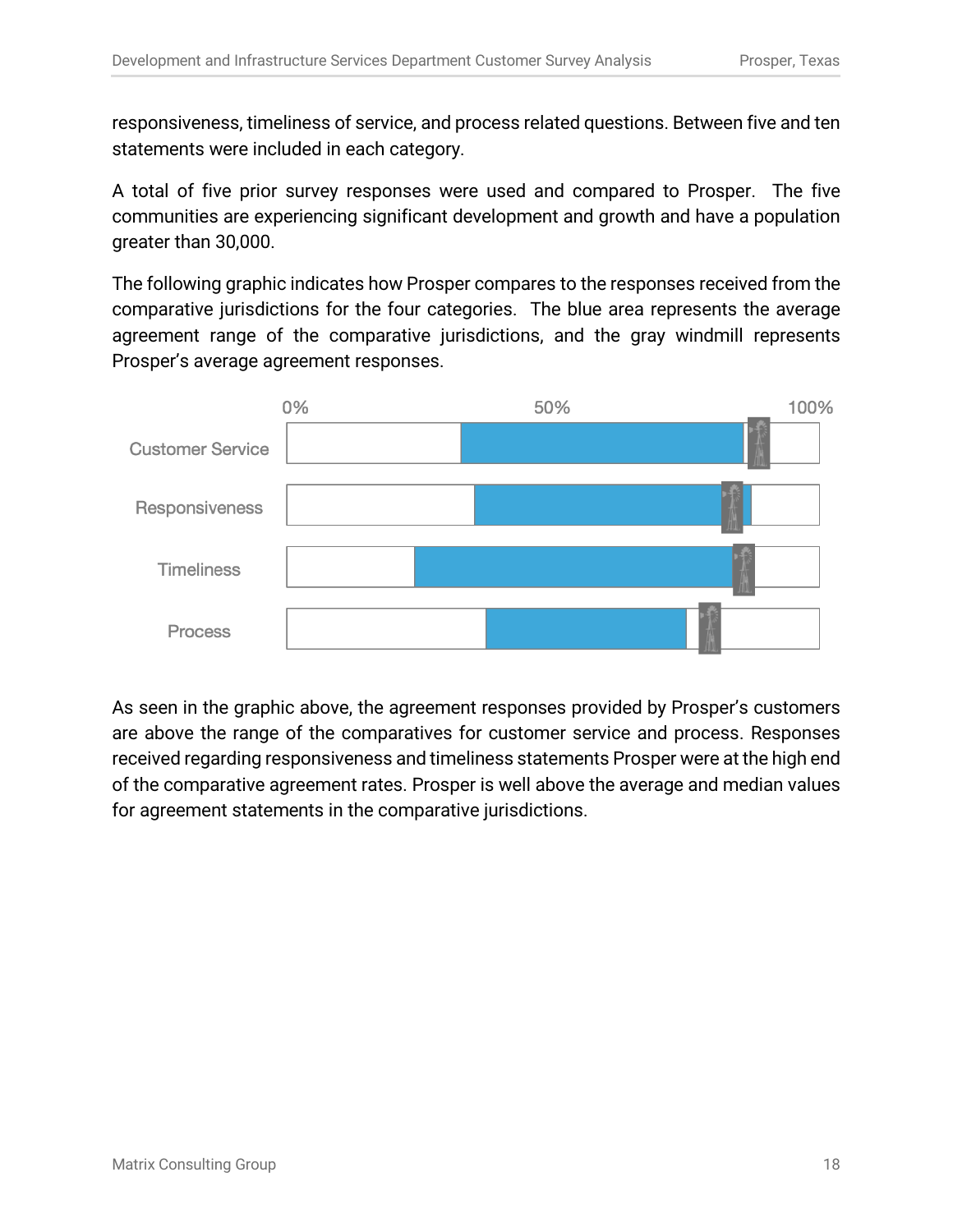responsiveness, timeliness of service, and process related questions. Between five and ten statements were included in each category.

A total of five prior survey responses were used and compared to Prosper. The five communities are experiencing significant development and growth and have a population greater than 30,000.

The following graphic indicates how Prosper compares to the responses received from the comparative jurisdictions for the four categories. The blue area represents the average agreement range of the comparative jurisdictions, and the gray windmill represents Prosper's average agreement responses.

0% 50% 100%

Customer Service

Responsiveness

Timeliness

Process

As seen in the graphic above, the agreement responses provided by Prosper's customers are above the range of the comparatives for customer service and process. Responses received regarding responsiveness and timeliness statements Prosper were at the high end of the comparative agreement rates. Prosper is well above the average and median values for agreement statements in the comparative jurisdictions.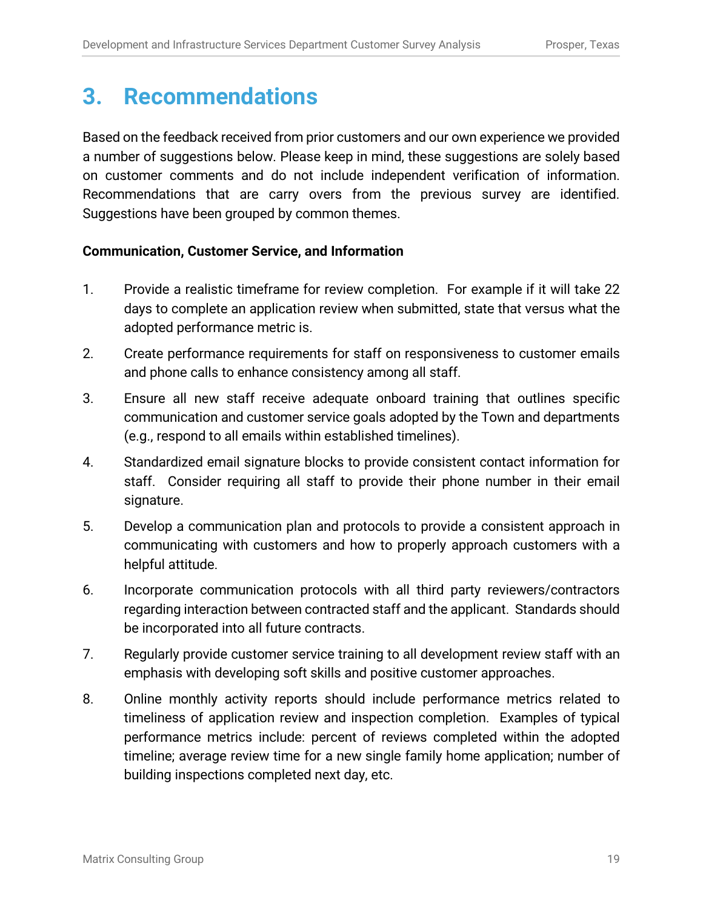# 3. Recommendations

Based on the feedback received from prior customers and our own experience we provided a number of suggestions below. Please keep in mind, these suggestions are solely based on customer comments and do not include independent verification of information. Recommendations that are carry overs from the previous survey are identified. Suggestions have been grouped by common themes.

**Communication, Customer Service, and Information**

1. Provide a realistic timeframe for review completion. For example if it will take 22 days to complete an application review when submitted, state that versus what the adopted performance metric is.
2. Create performance requirements for staff on responsiveness to customer emails and phone calls to enhance consistency among all staff.
3. Ensure all new staff receive adequate onboard training that outlines specific communication and customer service goals adopted by the Town and departments (e.g., respond to all emails within established timelines).
4. Standardized email signature blocks to provide consistent contact information for staff. Consider requiring all staff to provide their phone number in their email signature.
5. Develop a communication plan and protocols to provide a consistent approach in communicating with customers and how to properly approach customers with a helpful attitude.
6. Incorporate communication protocols with all third party reviewers/contractors regarding interaction between contracted staff and the applicant. Standards should be incorporated into all future contracts.
7. Regularly provide customer service training to all development review staff with an emphasis with developing soft skills and positive customer approaches.
8. Online monthly activity reports should include performance metrics related to timeliness of application review and inspection completion. Examples of typical performance metrics include: percent of reviews completed within the adopted timeline; average review time for a new single family home application; number of building inspections completed next day, etc.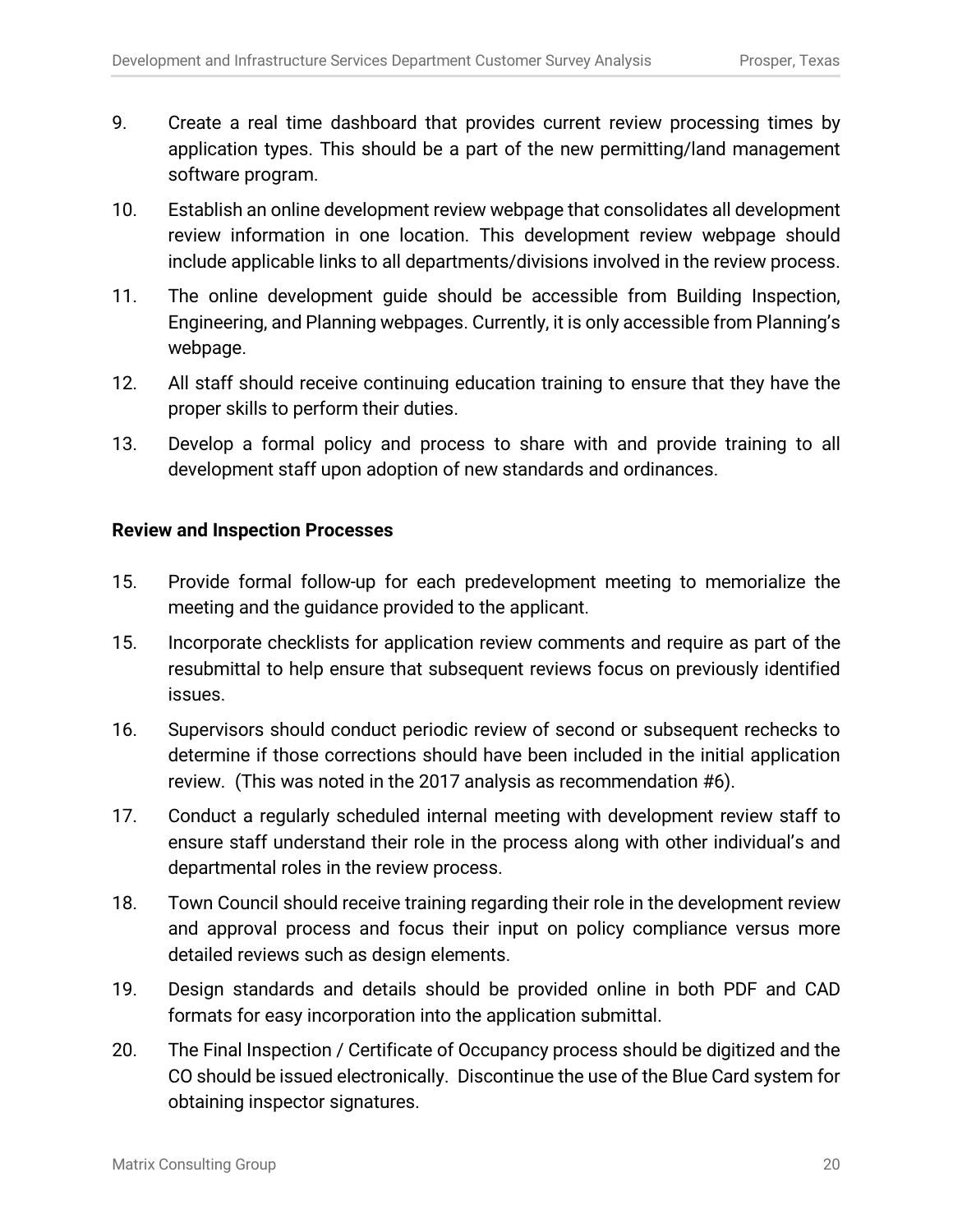9. Create a real time dashboard that provides current review processing times by application types. This should be a part of the new permitting/land management software program.

10. Establish an online development review webpage that consolidates all development review information in one location. This development review webpage should include applicable links to all departments/divisions involved in the review process.

11. The online development guide should be accessible from Building Inspection, Engineering, and Planning webpages. Currently, it is only accessible from Planning's webpage.

12. All staff should receive continuing education training to ensure that they have the proper skills to perform their duties.

13. Develop a formal policy and process to share with and provide training to all development staff upon adoption of new standards and ordinances.

**Review and Inspection Processes**

15. Provide formal follow-up for each predevelopment meeting to memorialize the meeting and the guidance provided to the applicant.

15. Incorporate checklists for application review comments and require as part of the resubmittal to help ensure that subsequent reviews focus on previously identified issues.

16. Supervisors should conduct periodic review of second or subsequent rechecks to determine if those corrections should have been included in the initial application review. (This was noted in the 2017 analysis as recommendation #6).

17. Conduct a regularly scheduled internal meeting with development review staff to ensure staff understand their role in the process along with other individual's and departmental roles in the review process.

18. Town Council should receive training regarding their role in the development review and approval process and focus their input on policy compliance versus more detailed reviews such as design elements.

19. Design standards and details should be provided online in both PDF and CAD formats for easy incorporation into the application submittal.

20. The Final Inspection / Certificate of Occupancy process should be digitized and the CO should be issued electronically. Discontinue the use of the Blue Card system for obtaining inspector signatures.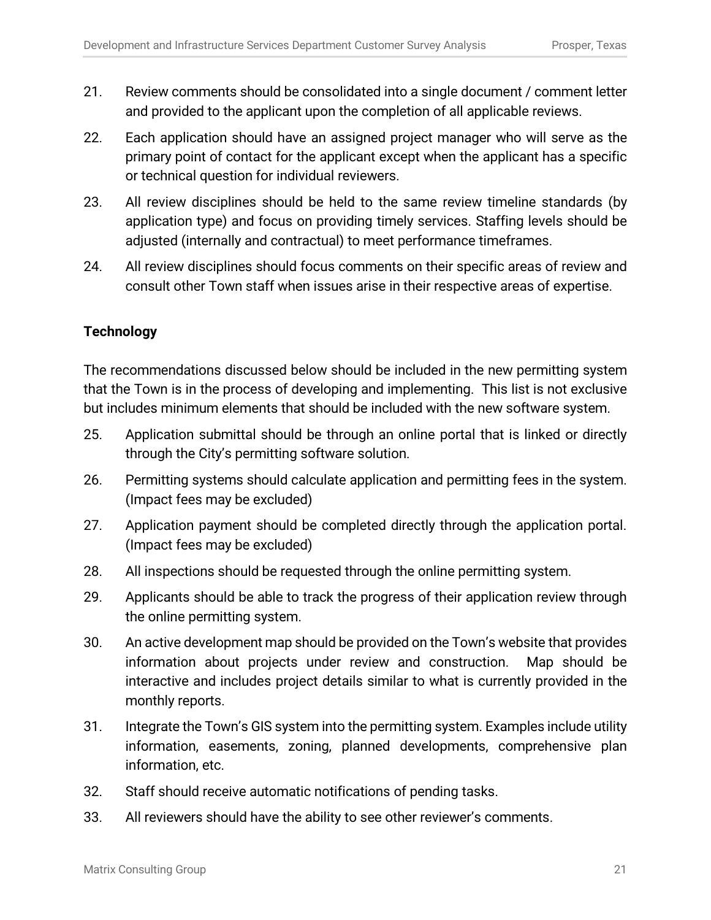21. Review comments should be consolidated into a single document / comment letter and provided to the applicant upon the completion of all applicable reviews.

22. Each application should have an assigned project manager who will serve as the primary point of contact for the applicant except when the applicant has a specific or technical question for individual reviewers.

23. All review disciplines should be held to the same review timeline standards (by application type) and focus on providing timely services. Staffing levels should be adjusted (internally and contractual) to meet performance timeframes.

24. All review disciplines should focus comments on their specific areas of review and consult other Town staff when issues arise in their respective areas of expertise.

**Technology**

The recommendations discussed below should be included in the new permitting system that the Town is in the process of developing and implementing. This list is not exclusive but includes minimum elements that should be included with the new software system.

25. Application submittal should be through an online portal that is linked or directly through the City's permitting software solution.

26. Permitting systems should calculate application and permitting fees in the system. (Impact fees may be excluded)

27. Application payment should be completed directly through the application portal. (Impact fees may be excluded)

28. All inspections should be requested through the online permitting system.

29. Applicants should be able to track the progress of their application review through the online permitting system.

30. An active development map should be provided on the Town's website that provides information about projects under review and construction. Map should be interactive and includes project details similar to what is currently provided in the monthly reports.

31. Integrate the Town's GIS system into the permitting system. Examples include utility information, easements, zoning, planned developments, comprehensive plan information, etc.

32. Staff should receive automatic notifications of pending tasks.

33. All reviewers should have the ability to see other reviewer's comments.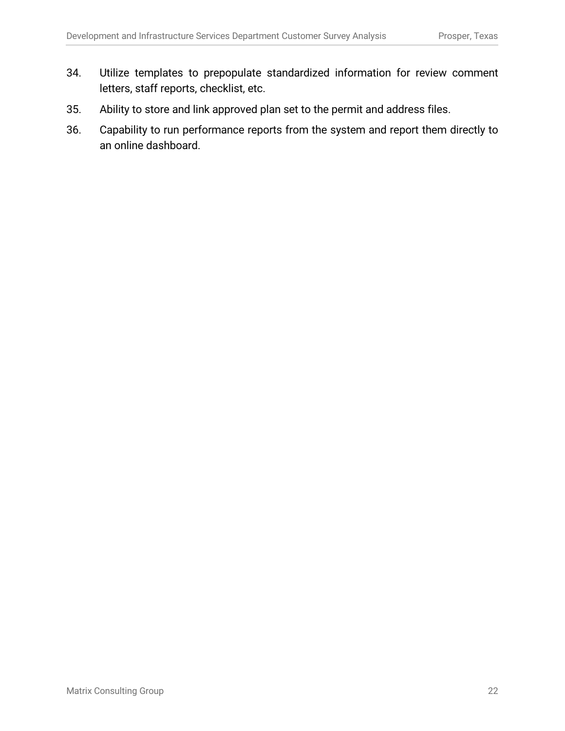34. Utilize templates to prepopulate standardized information for review comment letters, staff reports, checklist, etc.
35. Ability to store and link approved plan set to the permit and address files.
36. Capability to run performance reports from the system and report them directly to an online dashboard.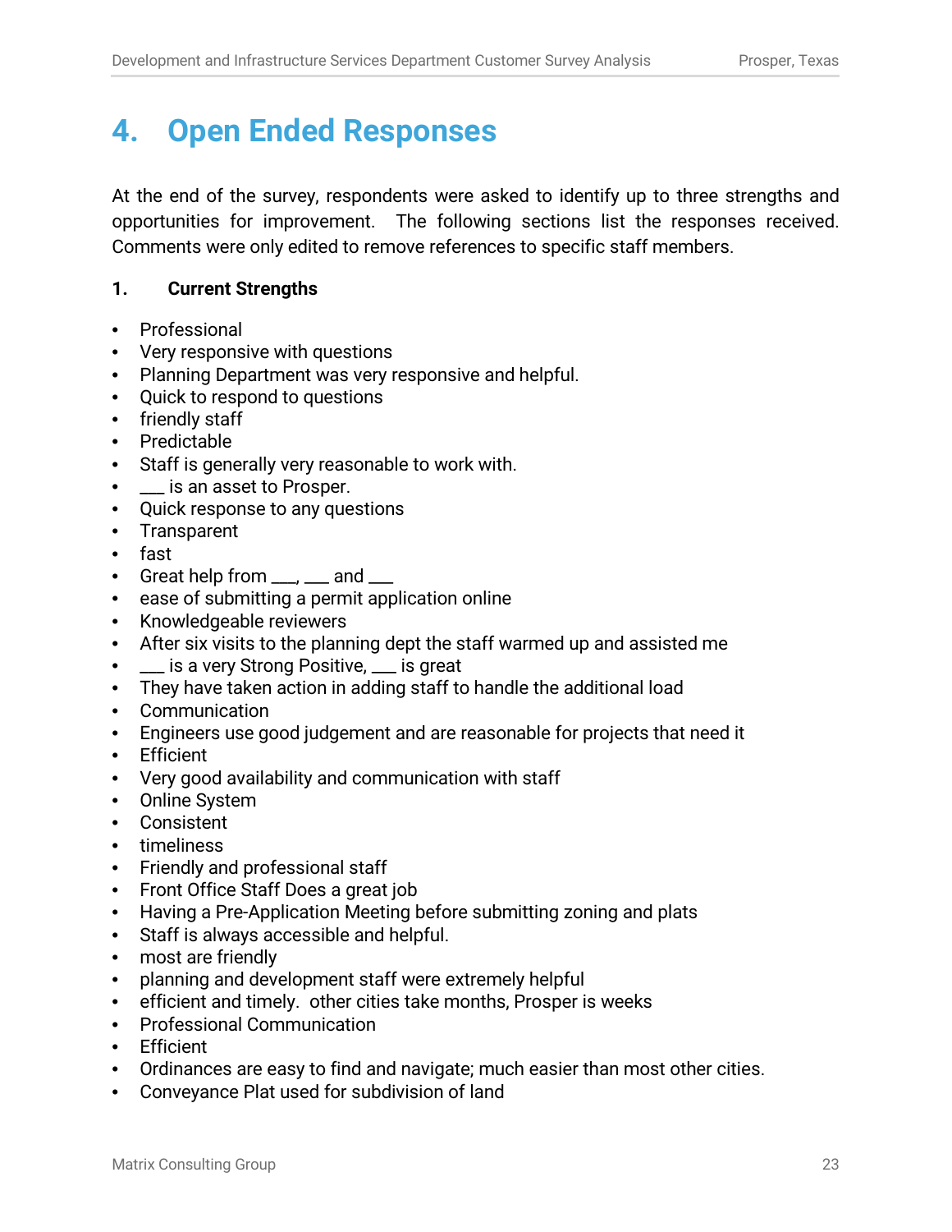# 4. Open Ended Responses

At the end of the survey, respondents were asked to identify up to three strengths and opportunities for improvement. The following sections list the responses received. Comments were only edited to remove references to specific staff members.

## 1. Current Strengths

- Professional
- Very responsive with questions
- Planning Department was very responsive and helpful.
- Quick to respond to questions
- friendly staff
- Predictable
- Staff is generally very reasonable to work with.
- ___ is an asset to Prosper.
- Quick response to any questions
- Transparent
- fast
- Great help from ___, ___ and ___
- ease of submitting a permit application online
- Knowledgeable reviewers
- After six visits to the planning dept the staff warmed up and assisted me
- ___ is a very Strong Positive, ___ is great
- They have taken action in adding staff to handle the additional load
- Communication
- Engineers use good judgement and are reasonable for projects that need it
- Efficient
- Very good availability and communication with staff
- Online System
- Consistent
- timeliness
- Friendly and professional staff
- Front Office Staff Does a great job
- Having a Pre-Application Meeting before submitting zoning and plats
- Staff is always accessible and helpful.
- most are friendly
- planning and development staff were extremely helpful
- efficient and timely. other cities take months, Prosper is weeks
- Professional Communication
- Efficient
- Ordinances are easy to find and navigate; much easier than most other cities.
- Conveyance Plat used for subdivision of land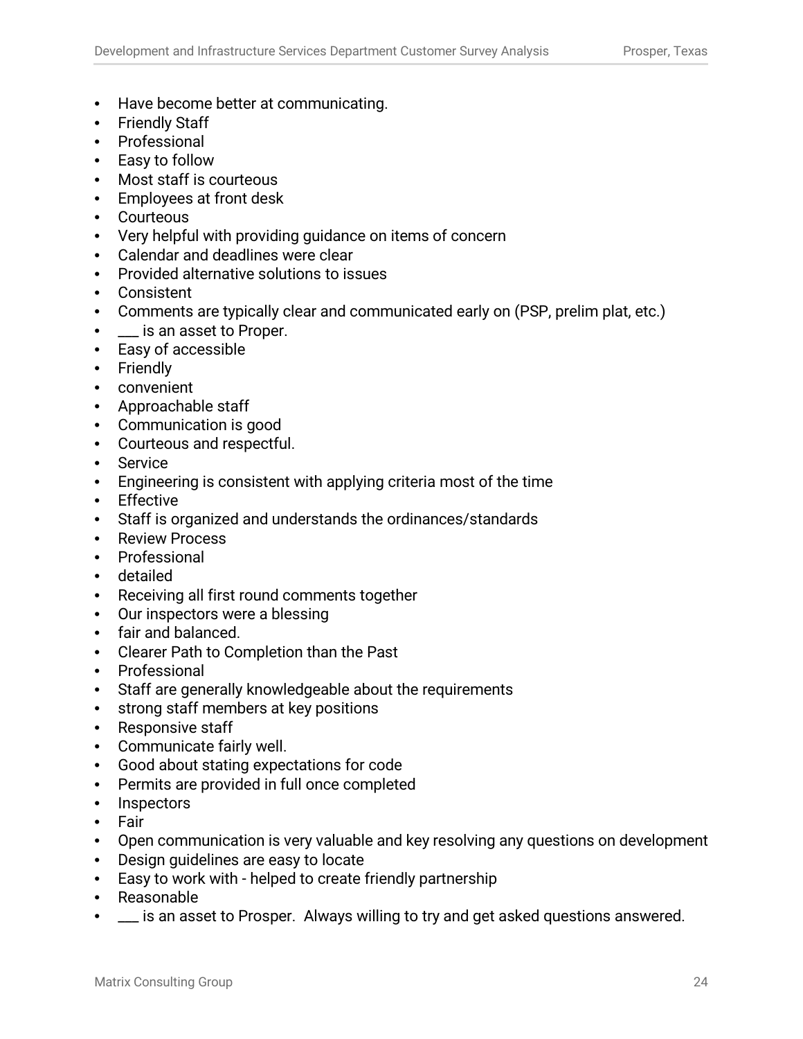- Have become better at communicating.
- Friendly Staff
- Professional
- Easy to follow
- Most staff is courteous
- Employees at front desk
- Courteous
- Very helpful with providing guidance on items of concern
- Calendar and deadlines were clear
- Provided alternative solutions to issues
- Consistent
- Comments are typically clear and communicated early on (PSP, prelim plat, etc.)
- ___ is an asset to Proper.
- Easy of accessible
- Friendly
- convenient
- Approachable staff
- Communication is good
- Courteous and respectful.
- Service
- Engineering is consistent with applying criteria most of the time
- Effective
- Staff is organized and understands the ordinances/standards
- Review Process
- Professional
- detailed
- Receiving all first round comments together
- Our inspectors were a blessing
- fair and balanced.
- Clearer Path to Completion than the Past
- Professional
- Staff are generally knowledgeable about the requirements
- strong staff members at key positions
- Responsive staff
- Communicate fairly well.
- Good about stating expectations for code
- Permits are provided in full once completed
- Inspectors
- Fair
- Open communication is very valuable and key resolving any questions on development
- Design guidelines are easy to locate
- Easy to work with - helped to create friendly partnership
- Reasonable
- ___ is an asset to Prosper. Always willing to try and get asked questions answered.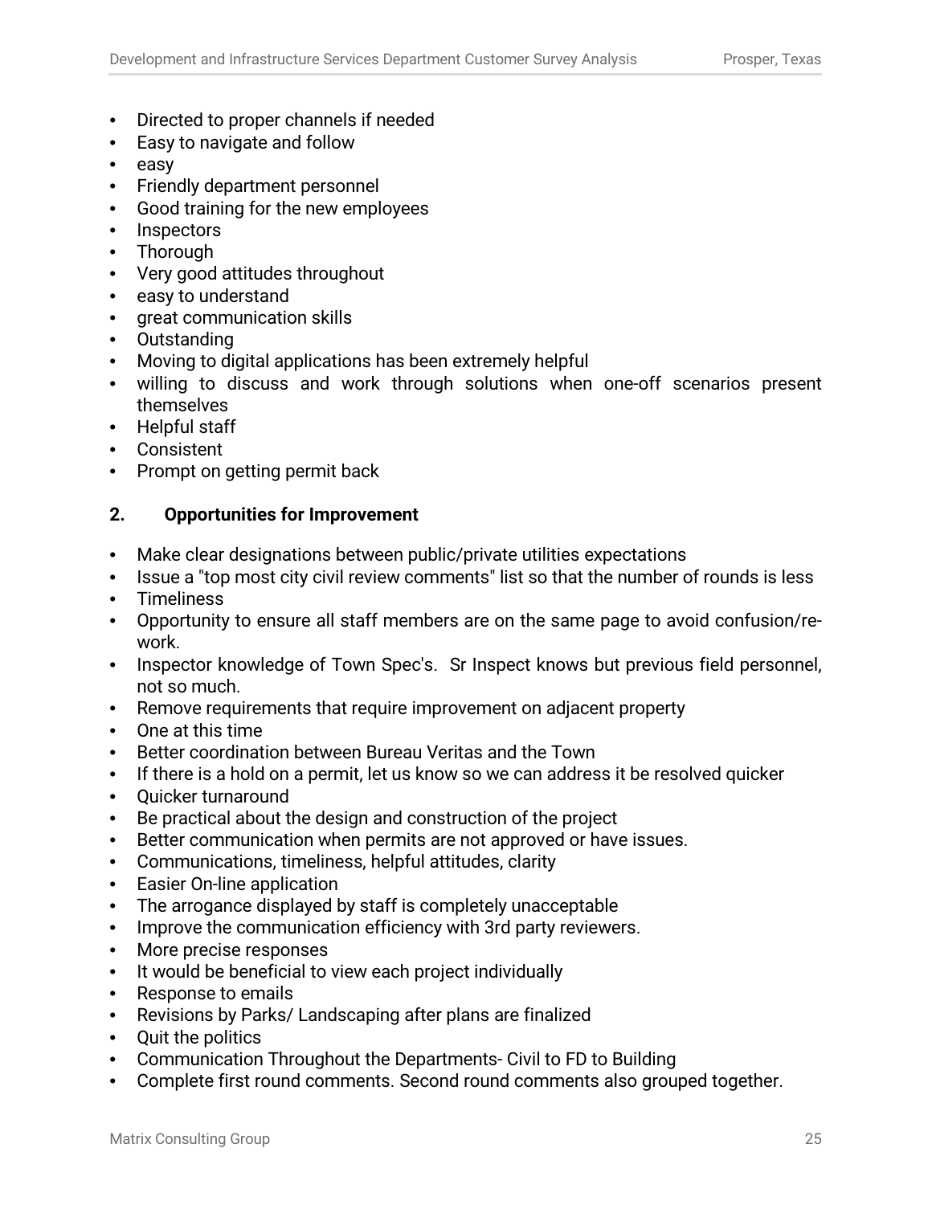- Directed to proper channels if needed
- Easy to navigate and follow
- easy
- Friendly department personnel
- Good training for the new employees
- Inspectors
- Thorough
- Very good attitudes throughout
- easy to understand
- great communication skills
- Outstanding
- Moving to digital applications has been extremely helpful
- willing to discuss and work through solutions when one-off scenarios present themselves
- Helpful staff
- Consistent
- Prompt on getting permit back

### 2. Opportunities for Improvement

- Make clear designations between public/private utilities expectations
- Issue a "top most city civil review comments" list so that the number of rounds is less
- Timeliness
- Opportunity to ensure all staff members are on the same page to avoid confusion/re-work.
- Inspector knowledge of Town Spec's. Sr Inspect knows but previous field personnel, not so much.
- Remove requirements that require improvement on adjacent property
- One at this time
- Better coordination between Bureau Veritas and the Town
- If there is a hold on a permit, let us know so we can address it be resolved quicker
- Quicker turnaround
- Be practical about the design and construction of the project
- Better communication when permits are not approved or have issues.
- Communications, timeliness, helpful attitudes, clarity
- Easier On-line application
- The arrogance displayed by staff is completely unacceptable
- Improve the communication efficiency with 3rd party reviewers.
- More precise responses
- It would be beneficial to view each project individually
- Response to emails
- Revisions by Parks/ Landscaping after plans are finalized
- Quit the politics
- Communication Throughout the Departments- Civil to FD to Building
- Complete first round comments. Second round comments also grouped together.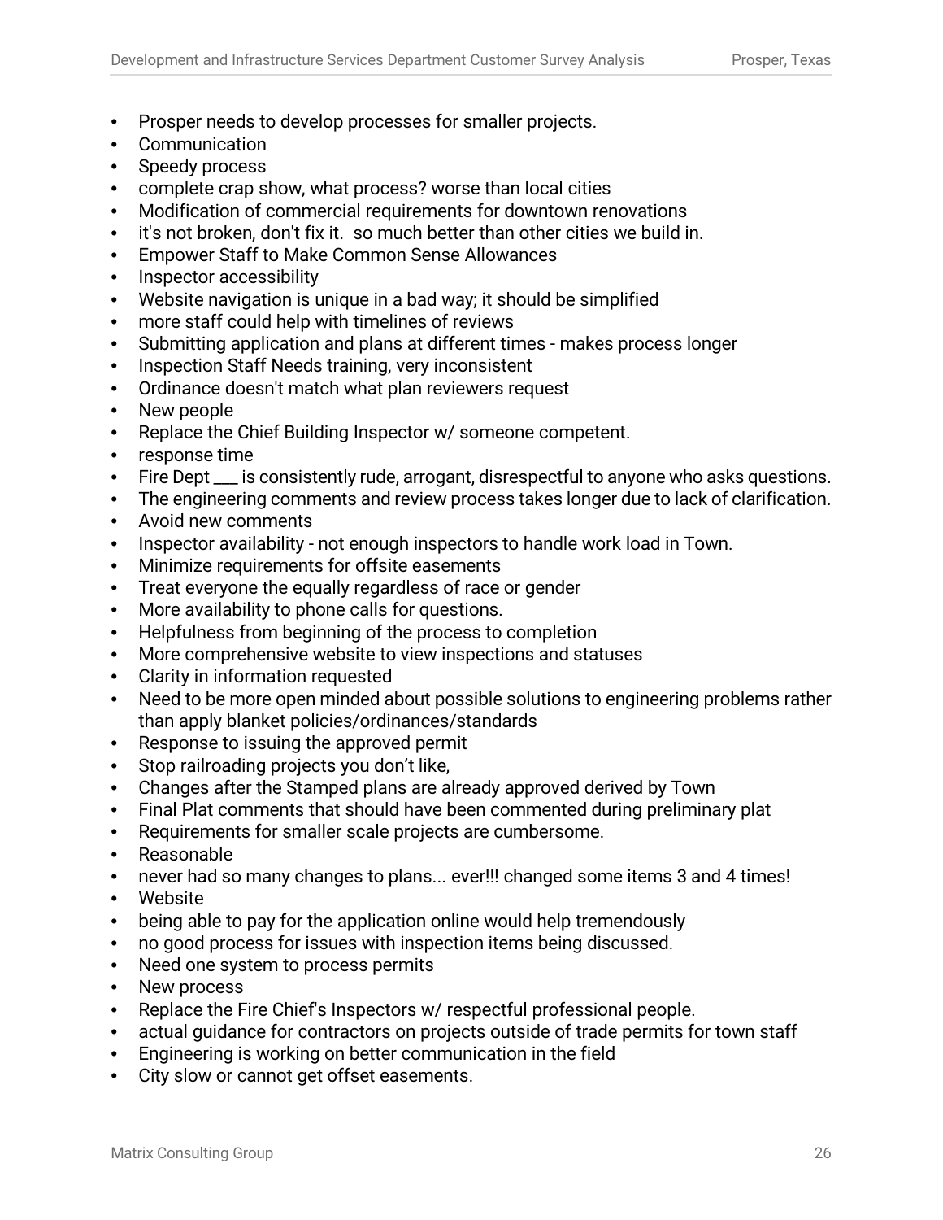- Prosper needs to develop processes for smaller projects.
- Communication
- Speedy process
- complete crap show, what process? worse than local cities
- Modification of commercial requirements for downtown renovations
- it's not broken, don't fix it.  so much better than other cities we build in.
- Empower Staff to Make Common Sense Allowances
- Inspector accessibility
- Website navigation is unique in a bad way; it should be simplified
- more staff could help with timelines of reviews
- Submitting application and plans at different times - makes process longer
- Inspection Staff Needs training, very inconsistent
- Ordinance doesn't match what plan reviewers request
- New people
- Replace the Chief Building Inspector w/ someone competent.
- response time
- Fire Dept ___ is consistently rude, arrogant, disrespectful to anyone who asks questions.
- The engineering comments and review process takes longer due to lack of clarification.
- Avoid new comments
- Inspector availability - not enough inspectors to handle work load in Town.
- Minimize requirements for offsite easements
- Treat everyone the equally regardless of race or gender
- More availability to phone calls for questions.
- Helpfulness from beginning of the process to completion
- More comprehensive website to view inspections and statuses
- Clarity in information requested
- Need to be more open minded about possible solutions to engineering problems rather than apply blanket policies/ordinances/standards
- Response to issuing the approved permit
- Stop railroading projects you don't like,
- Changes after the Stamped plans are already approved derived by Town
- Final Plat comments that should have been commented during preliminary plat
- Requirements for smaller scale projects are cumbersome.
- Reasonable
- never had so many changes to plans... ever!!! changed some items 3 and 4 times!
- Website
- being able to pay for the application online would help tremendously
- no good process for issues with inspection items being discussed.
- Need one system to process permits
- New process
- Replace the Fire Chief's Inspectors w/ respectful professional people.
- actual guidance for contractors on projects outside of trade permits for town staff
- Engineering is working on better communication in the field
- City slow or cannot get offset easements.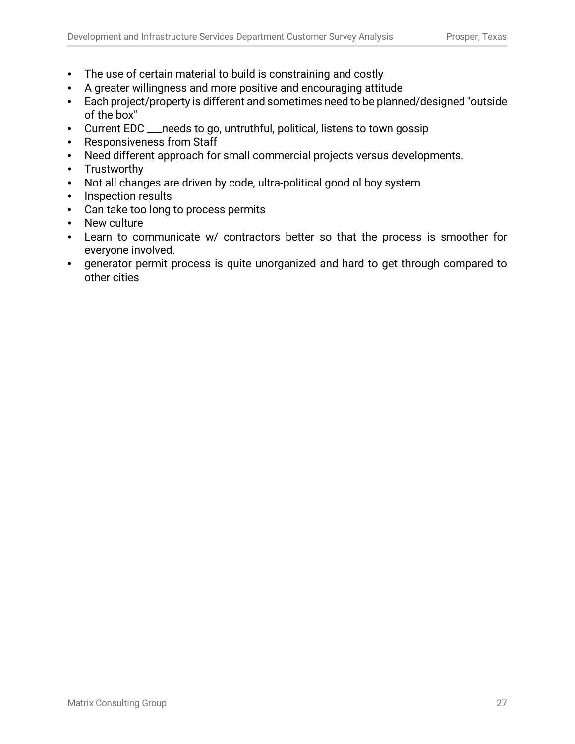- The use of certain material to build is constraining and costly
- A greater willingness and more positive and encouraging attitude
- Each project/property is different and sometimes need to be planned/designed "outside of the box"
- Current EDC ___needs to go, untruthful, political, listens to town gossip
- Responsiveness from Staff
- Need different approach for small commercial projects versus developments.
- Trustworthy
- Not all changes are driven by code, ultra-political good ol boy system
- Inspection results
- Can take too long to process permits
- New culture
- Learn to communicate w/ contractors better so that the process is smoother for everyone involved.
- generator permit process is quite unorganized and hard to get through compared to other cities